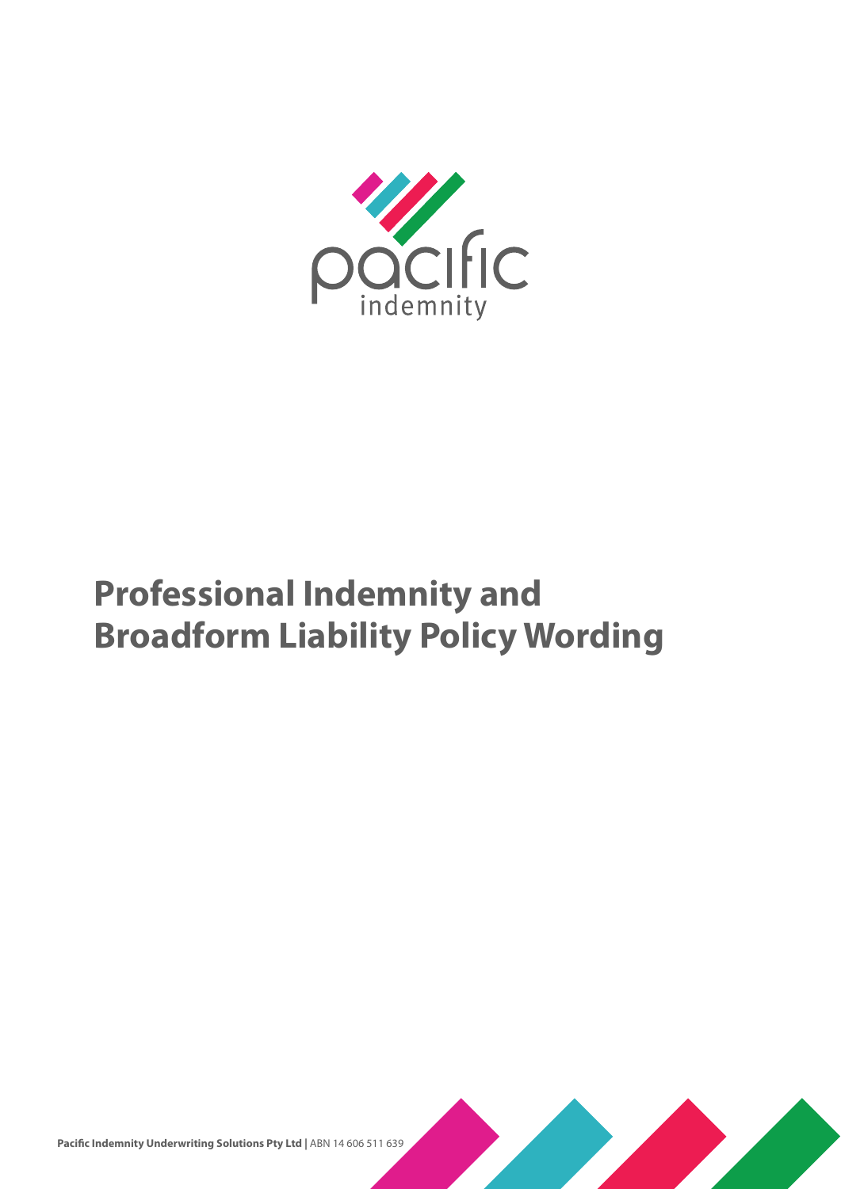pacific

indemnity

# Professional Indemnity and Broadform Liability Policy Wording

**Pacific Indemnity Underwriting Solutions Pty Ltd |** ABN 14 606 511 639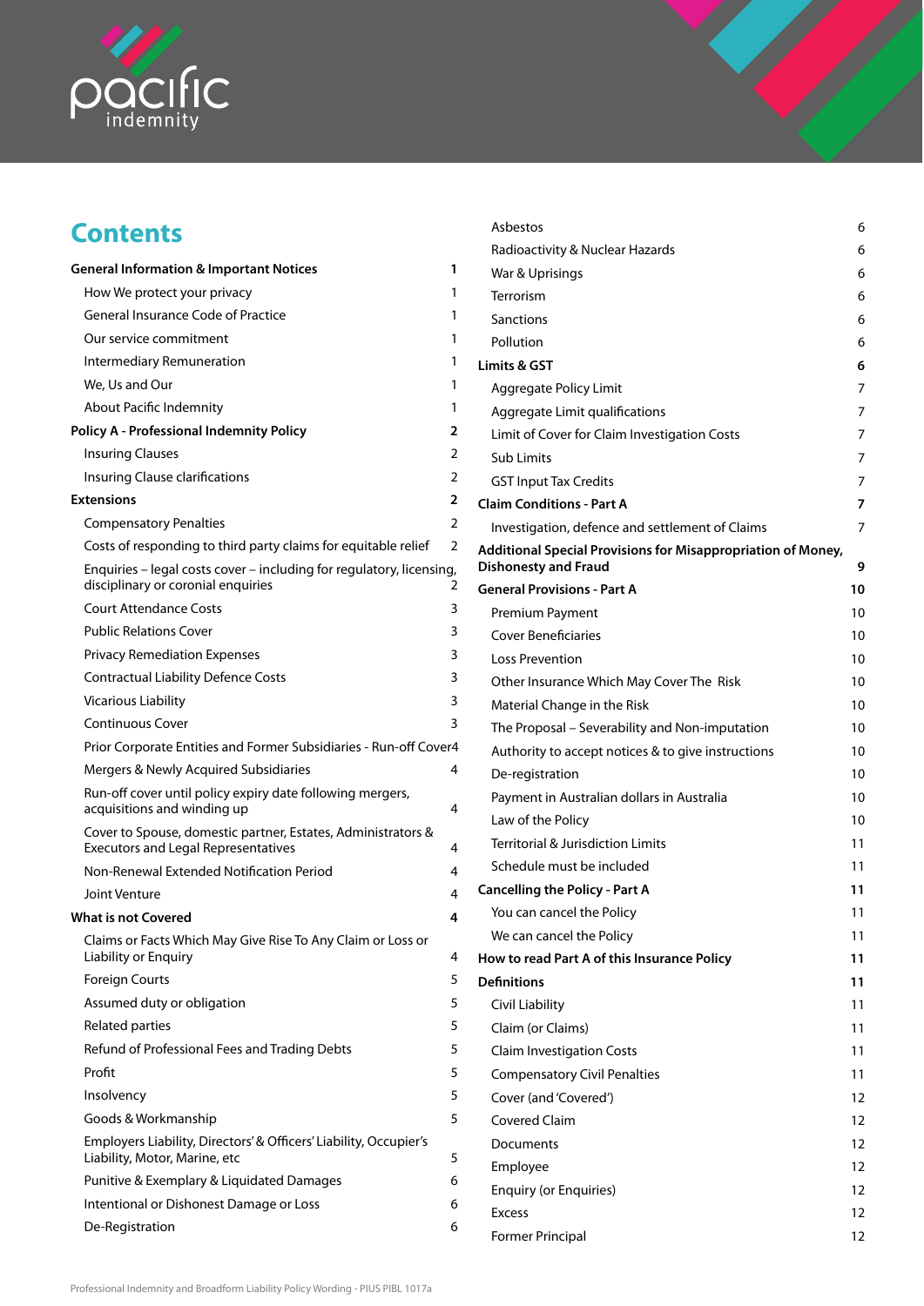# Contents

| | |
|---|---|
| **General Information & Important Notices** | **1** |
| How We protect your privacy | 1 |
| General Insurance Code of Practice | 1 |
| Our service commitment | 1 |
| Intermediary Remuneration | 1 |
| We, Us and Our | 1 |
| About Pacific Indemnity | 1 |
| **Policy A - Professional Indemnity Policy** | **2** |
| Insuring Clauses | 2 |
| Insuring Clause clarifications | 2 |
| **Extensions** | **2** |
| Compensatory Penalties | 2 |
| Costs of responding to third party claims for equitable relief | 2 |
| Enquiries – legal costs cover – including for regulatory, licensing, disciplinary or coronial enquiries | 2 |
| Court Attendance Costs | 3 |
| Public Relations Cover | 3 |
| Privacy Remediation Expenses | 3 |
| Contractual Liability Defence Costs | 3 |
| Vicarious Liability | 3 |
| Continuous Cover | 3 |
| Prior Corporate Entities and Former Subsidiaries - Run-off Cover | 4 |
| Mergers & Newly Acquired Subsidiaries | 4 |
| Run-off cover until policy expiry date following mergers, acquisitions and winding up | 4 |
| Cover to Spouse, domestic partner, Estates, Administrators & Executors and Legal Representatives | 4 |
| Non-Renewal Extended Notification Period | 4 |
| Joint Venture | 4 |
| **What is not Covered** | **4** |
| Claims or Facts Which May Give Rise To Any Claim or Loss or Liability or Enquiry | 4 |
| Foreign Courts | 5 |
| Assumed duty or obligation | 5 |
| Related parties | 5 |
| Refund of Professional Fees and Trading Debts | 5 |
| Profit | 5 |
| Insolvency | 5 |
| Goods & Workmanship | 5 |
| Employers Liability, Directors' & Officers' Liability, Occupier's Liability, Motor, Marine, etc | 5 |
| Punitive & Exemplary & Liquidated Damages | 6 |
| Intentional or Dishonest Damage or Loss | 6 |
| De-Registration | 6 |
| Asbestos | 6 |
| Radioactivity & Nuclear Hazards | 6 |
| War & Uprisings | 6 |
| Terrorism | 6 |
| Sanctions | 6 |
| Pollution | 6 |
| **Limits & GST** | **6** |
| Aggregate Policy Limit | 7 |
| Aggregate Limit qualifications | 7 |
| Limit of Cover for Claim Investigation Costs | 7 |
| Sub Limits | 7 |
| GST Input Tax Credits | 7 |
| **Claim Conditions - Part A** | **7** |
| Investigation, defence and settlement of Claims | 7 |
| **Additional Special Provisions for Misappropriation of Money, Dishonesty and Fraud** | **9** |
| **General Provisions - Part A** | **10** |
| Premium Payment | 10 |
| Cover Beneficiaries | 10 |
| Loss Prevention | 10 |
| Other Insurance Which May Cover The Risk | 10 |
| Material Change in the Risk | 10 |
| The Proposal – Severability and Non-imputation | 10 |
| Authority to accept notices & to give instructions | 10 |
| De-registration | 10 |
| Payment in Australian dollars in Australia | 10 |
| Law of the Policy | 10 |
| Territorial & Jurisdiction Limits | 11 |
| Schedule must be included | 11 |
| **Cancelling the Policy - Part A** | **11** |
| You can cancel the Policy | 11 |
| We can cancel the Policy | 11 |
| **How to read Part A of this Insurance Policy** | **11** |
| **Definitions** | **11** |
| Civil Liability | 11 |
| Claim (or Claims) | 11 |
| Claim Investigation Costs | 11 |
| Compensatory Civil Penalties | 11 |
| Cover (and 'Covered') | 12 |
| Covered Claim | 12 |
| Documents | 12 |
| Employee | 12 |
| Enquiry (or Enquiries) | 12 |
| Excess | 12 |
| Former Principal | 12 |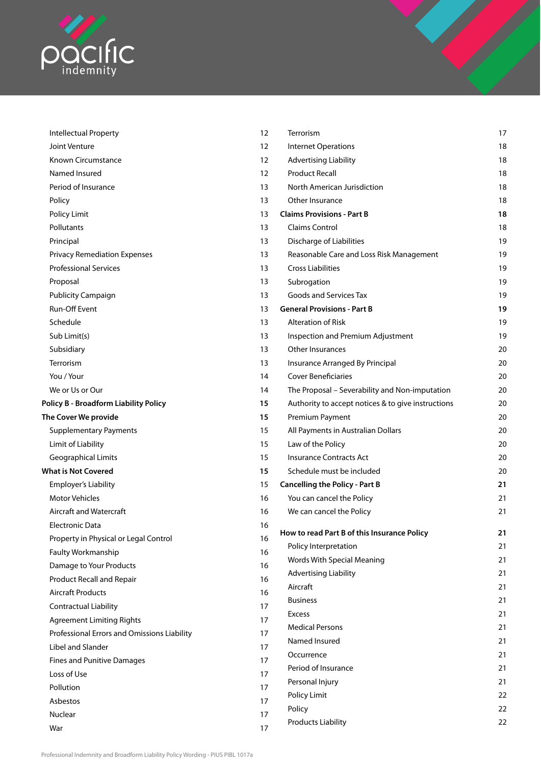| | |
|---|---|
| Intellectual Property | 12 |
| Joint Venture | 12 |
| Known Circumstance | 12 |
| Named Insured | 12 |
| Period of Insurance | 13 |
| Policy | 13 |
| Policy Limit | 13 |
| Pollutants | 13 |
| Principal | 13 |
| Privacy Remediation Expenses | 13 |
| Professional Services | 13 |
| Proposal | 13 |
| Publicity Campaign | 13 |
| Run-Off Event | 13 |
| Schedule | 13 |
| Sub Limit(s) | 13 |
| Subsidiary | 13 |
| Terrorism | 13 |
| You / Your | 14 |
| We or Us or Our | 14 |
| **Policy B - Broadform Liability Policy** | **15** |
| **The Cover We provide** | **15** |
| Supplementary Payments | 15 |
| Limit of Liability | 15 |
| Geographical Limits | 15 |
| **What is Not Covered** | **15** |
| Employer's Liability | 15 |
| Motor Vehicles | 16 |
| Aircraft and Watercraft | 16 |
| Electronic Data | 16 |
| Property in Physical or Legal Control | 16 |
| Faulty Workmanship | 16 |
| Damage to Your Products | 16 |
| Product Recall and Repair | 16 |
| Aircraft Products | 16 |
| Contractual Liability | 17 |
| Agreement Limiting Rights | 17 |
| Professional Errors and Omissions Liability | 17 |
| Libel and Slander | 17 |
| Fines and Punitive Damages | 17 |
| Loss of Use | 17 |
| Pollution | 17 |
| Asbestos | 17 |
| Nuclear | 17 |
| War | 17 |
| Terrorism | 17 |
| Internet Operations | 18 |
| Advertising Liability | 18 |
| Product Recall | 18 |
| North American Jurisdiction | 18 |
| Other Insurance | 18 |
| **Claims Provisions - Part B** | **18** |
| Claims Control | 18 |
| Discharge of Liabilities | 19 |
| Reasonable Care and Loss Risk Management | 19 |
| Cross Liabilities | 19 |
| Subrogation | 19 |
| Goods and Services Tax | 19 |
| **General Provisions - Part B** | **19** |
| Alteration of Risk | 19 |
| Inspection and Premium Adjustment | 19 |
| Other Insurances | 20 |
| Insurance Arranged By Principal | 20 |
| Cover Beneficiaries | 20 |
| The Proposal – Severability and Non-imputation | 20 |
| Authority to accept notices & to give instructions | 20 |
| Premium Payment | 20 |
| All Payments in Australian Dollars | 20 |
| Law of the Policy | 20 |
| Insurance Contracts Act | 20 |
| Schedule must be included | 20 |
| **Cancelling the Policy - Part B** | **21** |
| You can cancel the Policy | 21 |
| We can cancel the Policy | 21 |
| **How to read Part B of this Insurance Policy** | **21** |
| Policy Interpretation | 21 |
| Words With Special Meaning | 21 |
| Advertising Liability | 21 |
| Aircraft | 21 |
| Business | 21 |
| Excess | 21 |
| Medical Persons | 21 |
| Named Insured | 21 |
| Occurrence | 21 |
| Period of Insurance | 21 |
| Personal Injury | 21 |
| Policy Limit | 22 |
| Policy | 22 |
| Products Liability | 22 |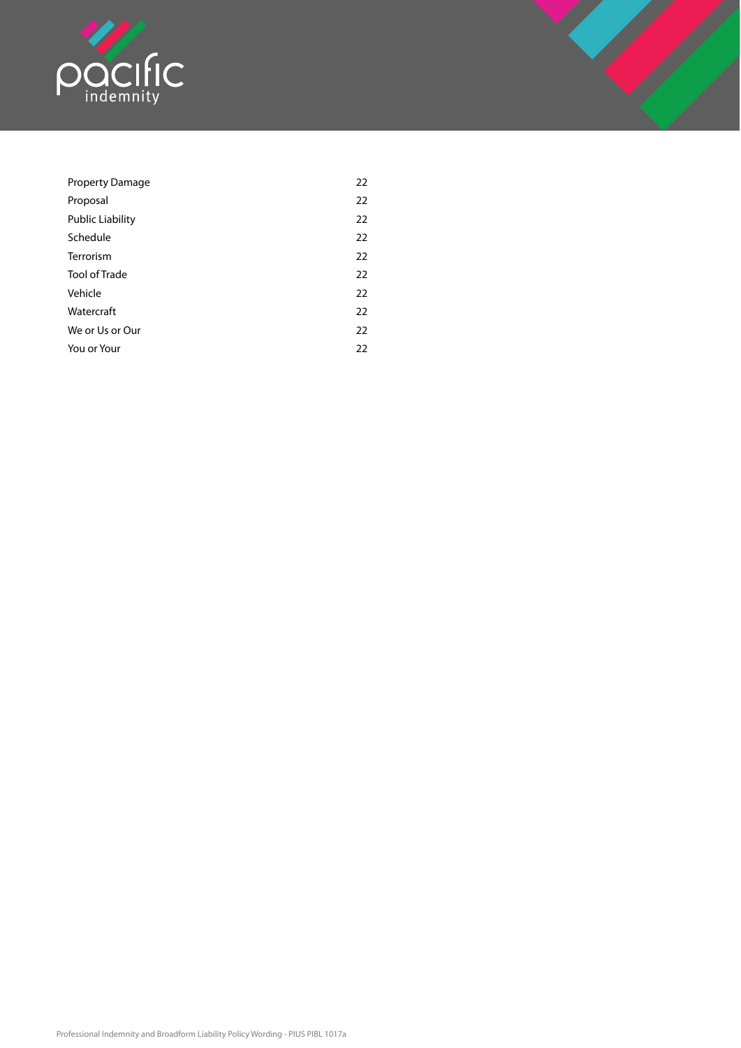| | |
|---|---|
| Property Damage | 22 |
| Proposal | 22 |
| Public Liability | 22 |
| Schedule | 22 |
| Terrorism | 22 |
| Tool of Trade | 22 |
| Vehicle | 22 |
| Watercraft | 22 |
| We or Us or Our | 22 |
| You or Your | 22 |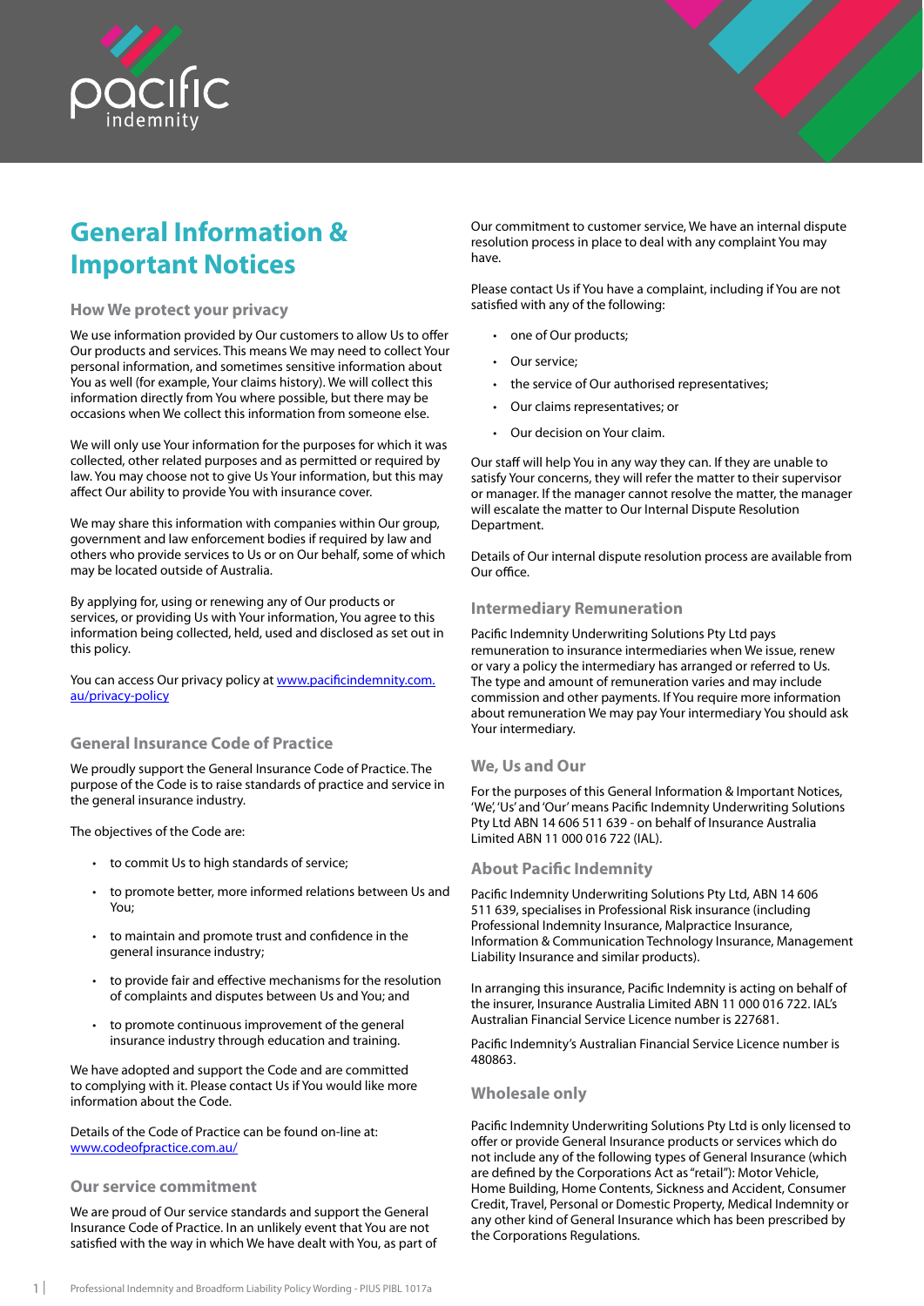# General Information & Important Notices

## How We protect your privacy

We use information provided by Our customers to allow Us to offer Our products and services. This means We may need to collect Your personal information, and sometimes sensitive information about You as well (for example, Your claims history). We will collect this information directly from You where possible, but there may be occasions when We collect this information from someone else.

We will only use Your information for the purposes for which it was collected, other related purposes and as permitted or required by law. You may choose not to give Us Your information, but this may affect Our ability to provide You with insurance cover.

We may share this information with companies within Our group, government and law enforcement bodies if required by law and others who provide services to Us or on Our behalf, some of which may be located outside of Australia.

By applying for, using or renewing any of Our products or services, or providing Us with Your information, You agree to this information being collected, held, used and disclosed as set out in this policy.

You can access Our privacy policy at www.pacificindemnity.com.au/privacy-policy

## General Insurance Code of Practice

We proudly support the General Insurance Code of Practice. The purpose of the Code is to raise standards of practice and service in the general insurance industry.

The objectives of the Code are:

- to commit Us to high standards of service;
- to promote better, more informed relations between Us and You;
- to maintain and promote trust and confidence in the general insurance industry;
- to provide fair and effective mechanisms for the resolution of complaints and disputes between Us and You; and
- to promote continuous improvement of the general insurance industry through education and training.

We have adopted and support the Code and are committed to complying with it. Please contact Us if You would like more information about the Code.

Details of the Code of Practice can be found on-line at: www.codeofpractice.com.au/

## Our service commitment

We are proud of Our service standards and support the General Insurance Code of Practice. In an unlikely event that You are not satisfied with the way in which We have dealt with You, as part of Our commitment to customer service, We have an internal dispute resolution process in place to deal with any complaint You may have.

Please contact Us if You have a complaint, including if You are not satisfied with any of the following:

- one of Our products;
- Our service;
- the service of Our authorised representatives;
- Our claims representatives; or
- Our decision on Your claim.

Our staff will help You in any way they can. If they are unable to satisfy Your concerns, they will refer the matter to their supervisor or manager. If the manager cannot resolve the matter, the manager will escalate the matter to Our Internal Dispute Resolution Department.

Details of Our internal dispute resolution process are available from Our office.

## Intermediary Remuneration

Pacific Indemnity Underwriting Solutions Pty Ltd pays remuneration to insurance intermediaries when We issue, renew or vary a policy the intermediary has arranged or referred to Us. The type and amount of remuneration varies and may include commission and other payments. If You require more information about remuneration We may pay Your intermediary You should ask Your intermediary.

## We, Us and Our

For the purposes of this General Information & Important Notices, 'We', 'Us' and 'Our' means Pacific Indemnity Underwriting Solutions Pty Ltd ABN 14 606 511 639 - on behalf of Insurance Australia Limited ABN 11 000 016 722 (IAL).

## About Pacific Indemnity

Pacific Indemnity Underwriting Solutions Pty Ltd, ABN 14 606 511 639, specialises in Professional Risk insurance (including Professional Indemnity Insurance, Malpractice Insurance, Information & Communication Technology Insurance, Management Liability Insurance and similar products).

In arranging this insurance, Pacific Indemnity is acting on behalf of the insurer, Insurance Australia Limited ABN 11 000 016 722. IAL's Australian Financial Service Licence number is 227681.

Pacific Indemnity's Australian Financial Service Licence number is 480863.

## Wholesale only

Pacific Indemnity Underwriting Solutions Pty Ltd is only licensed to offer or provide General Insurance products or services which do not include any of the following types of General Insurance (which are defined by the Corporations Act as "retail"): Motor Vehicle, Home Building, Home Contents, Sickness and Accident, Consumer Credit, Travel, Personal or Domestic Property, Medical Indemnity or any other kind of General Insurance which has been prescribed by the Corporations Regulations.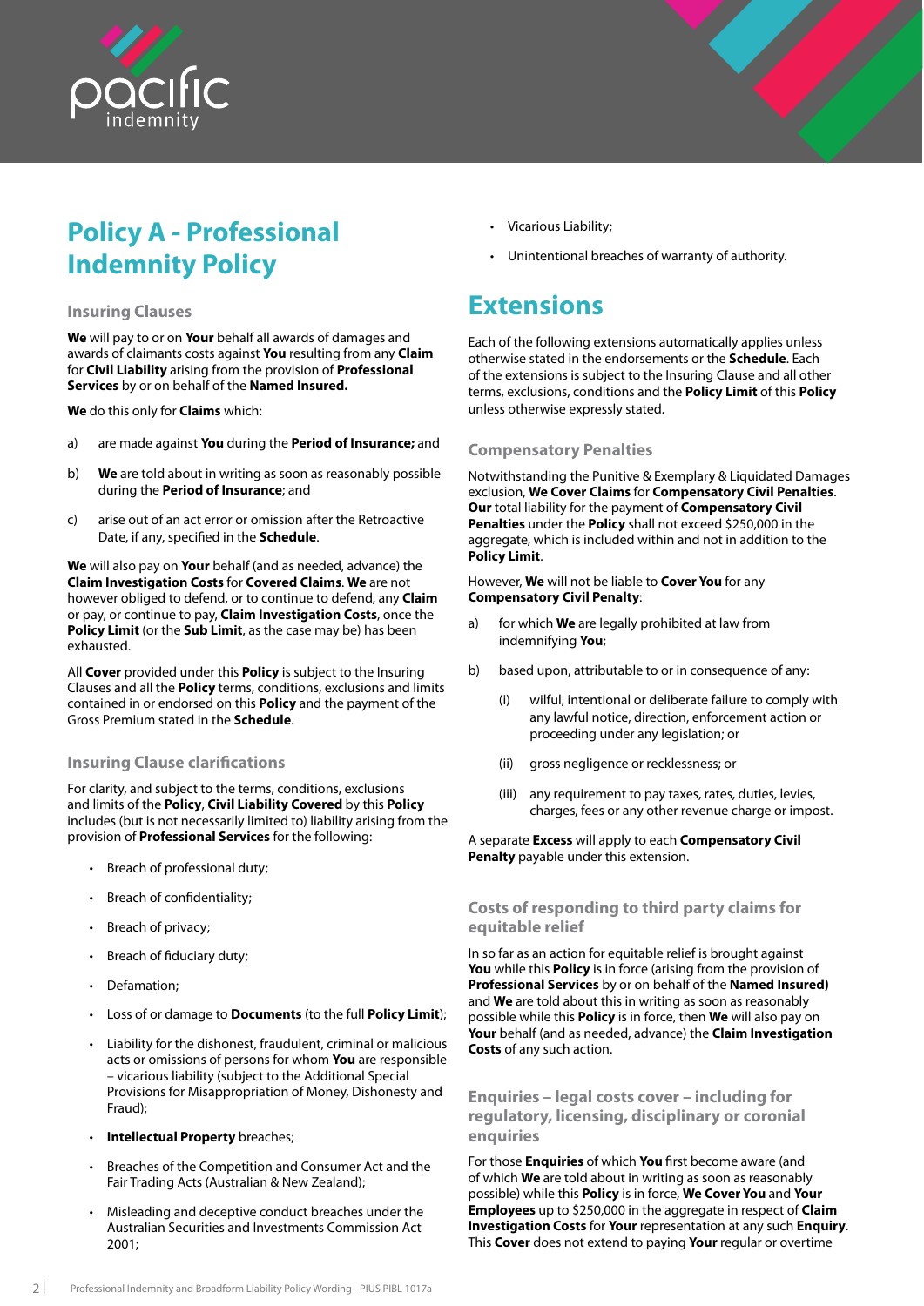# Policy A - Professional Indemnity Policy

### Insuring Clauses

**We** will pay to or on **Your** behalf all awards of damages and awards of claimants costs against **You** resulting from any **Claim** for **Civil Liability** arising from the provision of **Professional Services** by or on behalf of the **Named Insured.**

**We** do this only for **Claims** which:

a) are made against **You** during the **Period of Insurance;** and

b) **We** are told about in writing as soon as reasonably possible during the **Period of Insurance**; and

c) arise out of an act error or omission after the Retroactive Date, if any, specified in the **Schedule**.

**We** will also pay on **Your** behalf (and as needed, advance) the **Claim Investigation Costs** for **Covered Claims**. **We** are not however obliged to defend, or to continue to defend, any **Claim** or pay, or continue to pay, **Claim Investigation Costs**, once the **Policy Limit** (or the **Sub Limit**, as the case may be) has been exhausted.

All **Cover** provided under this **Policy** is subject to the Insuring Clauses and all the **Policy** terms, conditions, exclusions and limits contained in or endorsed on this **Policy** and the payment of the Gross Premium stated in the **Schedule**.

### Insuring Clause clarifications

For clarity, and subject to the terms, conditions, exclusions and limits of the **Policy**, **Civil Liability Covered** by this **Policy** includes (but is not necessarily limited to) liability arising from the provision of **Professional Services** for the following:

- Breach of professional duty;
- Breach of confidentiality;
- Breach of privacy;
- Breach of fiduciary duty;
- Defamation;
- Loss of or damage to **Documents** (to the full **Policy Limit**);
- Liability for the dishonest, fraudulent, criminal or malicious acts or omissions of persons for whom **You** are responsible – vicarious liability (subject to the Additional Special Provisions for Misappropriation of Money, Dishonesty and Fraud);
- **Intellectual Property** breaches;
- Breaches of the Competition and Consumer Act and the Fair Trading Acts (Australian & New Zealand);
- Misleading and deceptive conduct breaches under the Australian Securities and Investments Commission Act 2001;
- Vicarious Liability;
- Unintentional breaches of warranty of authority.

# Extensions

Each of the following extensions automatically applies unless otherwise stated in the endorsements or the **Schedule**. Each of the extensions is subject to the Insuring Clause and all other terms, exclusions, conditions and the **Policy Limit** of this **Policy** unless otherwise expressly stated.

### Compensatory Penalties

Notwithstanding the Punitive & Exemplary & Liquidated Damages exclusion, **We Cover Claims** for **Compensatory Civil Penalties**. **Our** total liability for the payment of **Compensatory Civil Penalties** under the **Policy** shall not exceed $250,000 in the aggregate, which is included within and not in addition to the **Policy Limit**.

However, **We** will not be liable to **Cover You** for any **Compensatory Civil Penalty**:

a) for which **We** are legally prohibited at law from indemnifying **You**;

b) based upon, attributable to or in consequence of any:

 (i) wilful, intentional or deliberate failure to comply with any lawful notice, direction, enforcement action or proceeding under any legislation; or

 (ii) gross negligence or recklessness; or

 (iii) any requirement to pay taxes, rates, duties, levies, charges, fees or any other revenue charge or impost.

A separate **Excess** will apply to each **Compensatory Civil Penalty** payable under this extension.

### Costs of responding to third party claims for equitable relief

In so far as an action for equitable relief is brought against **You** while this **Policy** is in force (arising from the provision of **Professional Services** by or on behalf of the **Named Insured)** and **We** are told about this in writing as soon as reasonably possible while this **Policy** is in force, then **We** will also pay on **Your** behalf (and as needed, advance) the **Claim Investigation Costs** of any such action.

### Enquiries – legal costs cover – including for regulatory, licensing, disciplinary or coronial enquiries

For those **Enquiries** of which **You** first become aware (and of which **We** are told about in writing as soon as reasonably possible) while this **Policy** is in force, **We Cover You** and **Your Employees** up to $250,000 in the aggregate in respect of **Claim Investigation Costs** for **Your** representation at any such **Enquiry**. This **Cover** does not extend to paying **Your** regular or overtime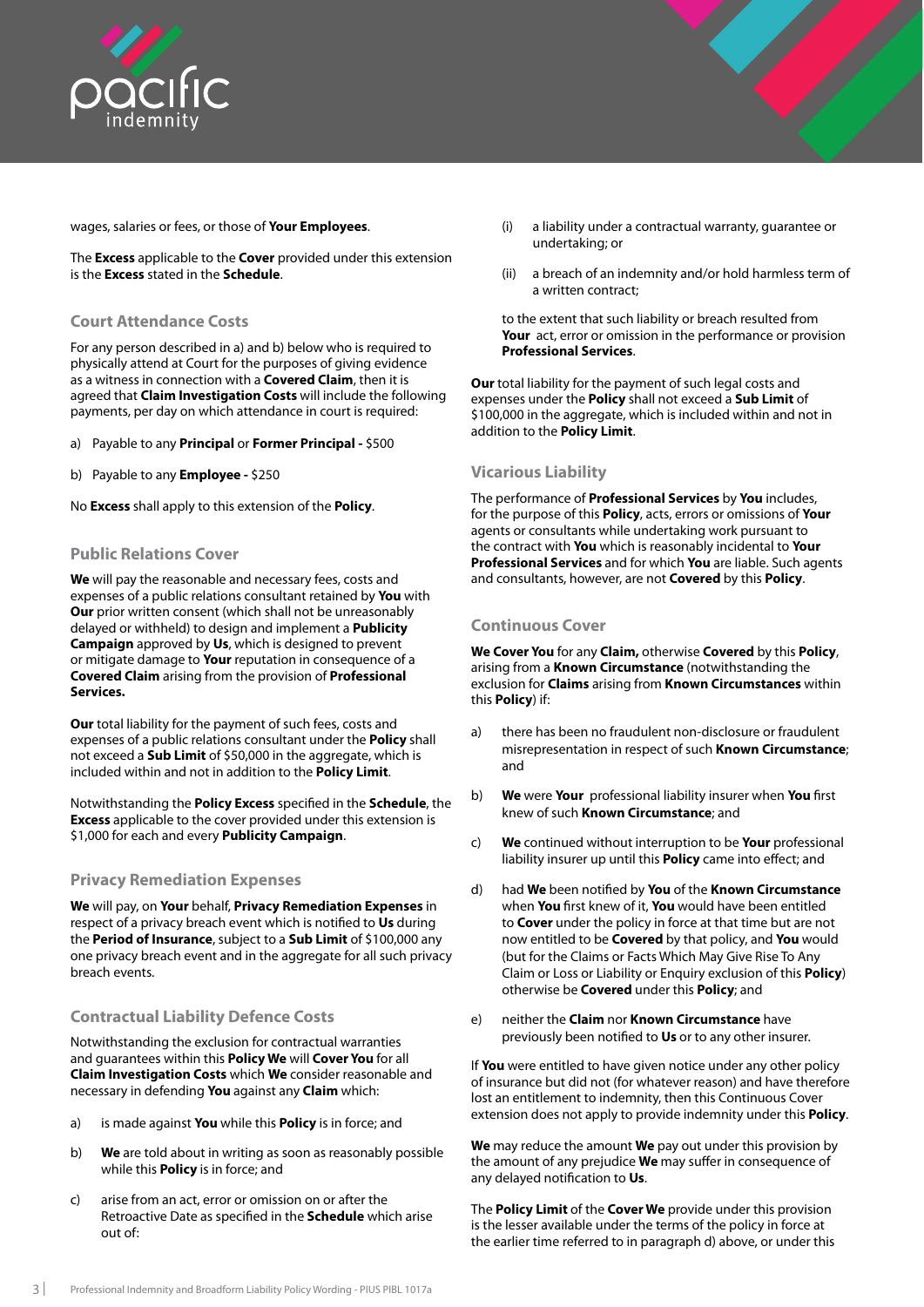wages, salaries or fees, or those of **Your Employees**.

The **Excess** applicable to the **Cover** provided under this extension is the **Excess** stated in the **Schedule**.

### Court Attendance Costs

For any person described in a) and b) below who is required to physically attend at Court for the purposes of giving evidence as a witness in connection with a **Covered Claim**, then it is agreed that **Claim Investigation Costs** will include the following payments, per day on which attendance in court is required:

a) Payable to any **Principal** or **Former Principal -** $500

b) Payable to any **Employee -** $250

No **Excess** shall apply to this extension of the **Policy**.

### Public Relations Cover

**We** will pay the reasonable and necessary fees, costs and expenses of a public relations consultant retained by **You** with **Our** prior written consent (which shall not be unreasonably delayed or withheld) to design and implement a **Publicity Campaign** approved by **Us**, which is designed to prevent or mitigate damage to **Your** reputation in consequence of a **Covered Claim** arising from the provision of **Professional Services.**

**Our** total liability for the payment of such fees, costs and expenses of a public relations consultant under the **Policy** shall not exceed a **Sub Limit** of $50,000 in the aggregate, which is included within and not in addition to the **Policy Limit**.

Notwithstanding the **Policy Excess** specified in the **Schedule**, the **Excess** applicable to the cover provided under this extension is $1,000 for each and every **Publicity Campaign**.

### Privacy Remediation Expenses

**We** will pay, on **Your** behalf, **Privacy Remediation Expenses** in respect of a privacy breach event which is notified to **Us** during the **Period of Insurance**, subject to a **Sub Limit** of $100,000 any one privacy breach event and in the aggregate for all such privacy breach events.

### Contractual Liability Defence Costs

Notwithstanding the exclusion for contractual warranties and guarantees within this **Policy We** will **Cover You** for all **Claim Investigation Costs** which **We** consider reasonable and necessary in defending **You** against any **Claim** which:

a) is made against **You** while this **Policy** is in force; and

b) **We** are told about in writing as soon as reasonably possible while this **Policy** is in force; and

c) arise from an act, error or omission on or after the Retroactive Date as specified in the **Schedule** which arise out of:

(i) a liability under a contractual warranty, guarantee or undertaking; or

(ii) a breach of an indemnity and/or hold harmless term of a written contract;

to the extent that such liability or breach resulted from **Your** act, error or omission in the performance or provision **Professional Services**.

**Our** total liability for the payment of such legal costs and expenses under the **Policy** shall not exceed a **Sub Limit** of $100,000 in the aggregate, which is included within and not in addition to the **Policy Limit**.

### Vicarious Liability

The performance of **Professional Services** by **You** includes, for the purpose of this **Policy**, acts, errors or omissions of **Your** agents or consultants while undertaking work pursuant to the contract with **You** which is reasonably incidental to **Your Professional Services** and for which **You** are liable. Such agents and consultants, however, are not **Covered** by this **Policy**.

### Continuous Cover

**We Cover You** for any **Claim,** otherwise **Covered** by this **Policy**, arising from a **Known Circumstance** (notwithstanding the exclusion for **Claims** arising from **Known Circumstances** within this **Policy**) if:

a) there has been no fraudulent non-disclosure or fraudulent misrepresentation in respect of such **Known Circumstance**; and

b) **We** were **Your** professional liability insurer when **You** first knew of such **Known Circumstance**; and

c) **We** continued without interruption to be **Your** professional liability insurer up until this **Policy** came into effect; and

d) had **We** been notified by **You** of the **Known Circumstance** when **You** first knew of it, **You** would have been entitled to **Cover** under the policy in force at that time but are not now entitled to be **Covered** by that policy, and **You** would (but for the Claims or Facts Which May Give Rise To Any Claim or Loss or Liability or Enquiry exclusion of this **Policy**) otherwise be **Covered** under this **Policy**; and

e) neither the **Claim** nor **Known Circumstance** have previously been notified to **Us** or to any other insurer.

If **You** were entitled to have given notice under any other policy of insurance but did not (for whatever reason) and have therefore lost an entitlement to indemnity, then this Continuous Cover extension does not apply to provide indemnity under this **Policy**.

**We** may reduce the amount **We** pay out under this provision by the amount of any prejudice **We** may suffer in consequence of any delayed notification to **Us**.

The **Policy Limit** of the **Cover We** provide under this provision is the lesser available under the terms of the policy in force at the earlier time referred to in paragraph d) above, or under this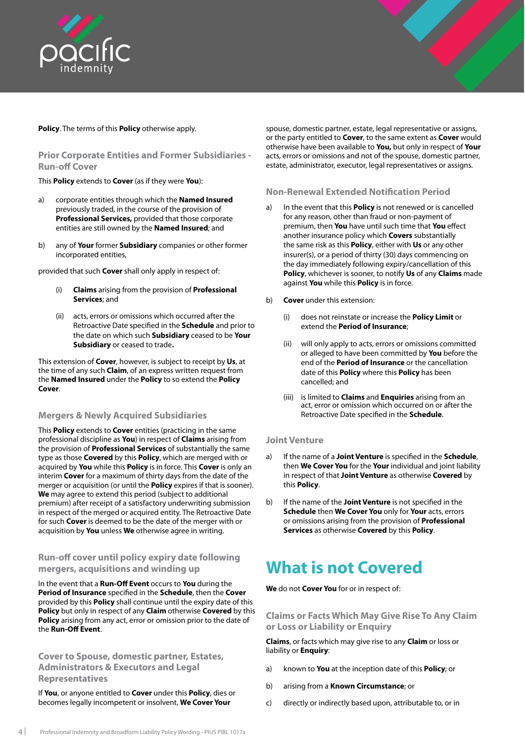**Policy**. The terms of this **Policy** otherwise apply.

### Prior Corporate Entities and Former Subsidiaries - Run-off Cover

This **Policy** extends to **Cover** (as if they were **You**):

a) corporate entities through which the **Named Insured** previously traded, in the course of the provision of **Professional Services,** provided that those corporate entities are still owned by the **Named Insured**; and

b) any of **Your** former **Subsidiary** companies or other former incorporated entities,

provided that such **Cover** shall only apply in respect of:

(i) **Claims** arising from the provision of **Professional Services**; and

(ii) acts, errors or omissions which occurred after the Retroactive Date specified in the **Schedule** and prior to the date on which such **Subsidiary** ceased to be **Your Subsidiary** or ceased to trade**.**

This extension of **Cover**, however, is subject to receipt by **Us**, at the time of any such **Claim**, of an express written request from the **Named Insured** under the **Policy** to so extend the **Policy Cover**.

### Mergers & Newly Acquired Subsidiaries

This **Policy** extends to **Cover** entities (practicing in the same professional discipline as **You**) in respect of **Claims** arising from the provision of **Professional Services** of substantially the same type as those **Covered** by this **Policy**, which are merged with or acquired by **You** while this **Policy** is in force. This **Cover** is only an interim **Cover** for a maximum of thirty days from the date of the merger or acquisition (or until the **Policy** expires if that is sooner). **We** may agree to extend this period (subject to additional premium) after receipt of a satisfactory underwriting submission in respect of the merged or acquired entity. The Retroactive Date for such **Cover** is deemed to be the date of the merger with or acquisition by **You** unless **We** otherwise agree in writing.

### Run-off cover until policy expiry date following mergers, acquisitions and winding up

In the event that a **Run-Off Event** occurs to **You** during the **Period of Insurance** specified in the **Schedule**, then the **Cover** provided by this **Policy** shall continue until the expiry date of this **Policy** but only in respect of any **Claim** otherwise **Covered** by this **Policy** arising from any act, error or omission prior to the date of the **Run-Off Event**.

### Cover to Spouse, domestic partner, Estates, Administrators & Executors and Legal Representatives

If **You**, or anyone entitled to **Cover** under this **Policy**, dies or becomes legally incompetent or insolvent, **We Cover Your** spouse, domestic partner, estate, legal representative or assigns, or the party entitled to **Cover**, to the same extent as **Cover** would otherwise have been available to **You,** but only in respect of **Your** acts, errors or omissions and not of the spouse, domestic partner, estate, administrator, executor, legal representatives or assigns.

### Non-Renewal Extended Notification Period

a) In the event that this **Policy** is not renewed or is cancelled for any reason, other than fraud or non-payment of premium, then **You** have until such time that **You** effect another insurance policy which **Covers** substantially the same risk as this **Policy**, either with **Us** or any other insurer(s), or a period of thirty (30) days commencing on the day immediately following expiry/cancellation of this **Policy**, whichever is sooner, to notify **Us** of any **Claims** made against **You** while this **Policy** is in force.

b) **Cover** under this extension:

(i) does not reinstate or increase the **Policy Limit** or extend the **Period of Insurance**;

(ii) will only apply to acts, errors or omissions committed or alleged to have been committed by **You** before the end of the **Period of Insurance** or the cancellation date of this **Policy** where this **Policy** has been cancelled; and

(iii) is limited to **Claims** and **Enquiries** arising from an act, error or omission which occurred on or after the Retroactive Date specified in the **Schedule**.

### Joint Venture

a) If the name of a **Joint Venture** is specified in the **Schedule**, then **We Cover You** for the **Your** individual and joint liability in respect of that **Joint Venture** as otherwise **Covered** by this **Policy**.

b) If the name of the **Joint Venture** is not specified in the **Schedule** then **We Cover You** only for **Your** acts, errors or omissions arising from the provision of **Professional Services** as otherwise **Covered** by this **Policy**.

# What is not Covered

**We** do not **Cover You** for or in respect of:

### Claims or Facts Which May Give Rise To Any Claim or Loss or Liability or Enquiry

**Claims**, or facts which may give rise to any **Claim** or loss or liability or **Enquiry**:

a) known to **You** at the inception date of this **Policy**; or

b) arising from a **Known Circumstance**; or

c) directly or indirectly based upon, attributable to, or in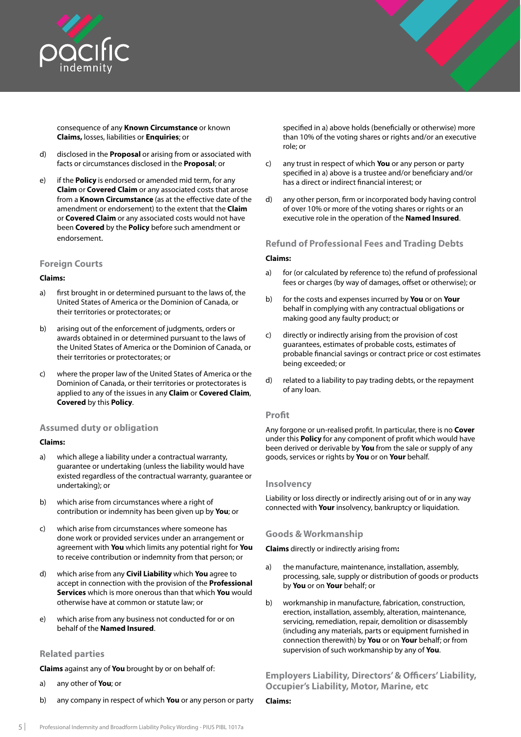consequence of any **Known Circumstance** or known **Claims,** losses, liabilities or **Enquiries**; or

d) disclosed in the **Proposal** or arising from or associated with facts or circumstances disclosed in the **Proposal**; or

e) if the **Policy** is endorsed or amended mid term, for any **Claim** or **Covered Claim** or any associated costs that arose from a **Known Circumstance** (as at the effective date of the amendment or endorsement) to the extent that the **Claim** or **Covered Claim** or any associated costs would not have been **Covered** by the **Policy** before such amendment or endorsement.

### Foreign Courts

**Claims:**

a) first brought in or determined pursuant to the laws of, the United States of America or the Dominion of Canada, or their territories or protectorates; or

b) arising out of the enforcement of judgments, orders or awards obtained in or determined pursuant to the laws of the United States of America or the Dominion of Canada, or their territories or protectorates; or

c) where the proper law of the United States of America or the Dominion of Canada, or their territories or protectorates is applied to any of the issues in any **Claim** or **Covered Claim**, **Covered** by this **Policy**.

### Assumed duty or obligation

**Claims:**

a) which allege a liability under a contractual warranty, guarantee or undertaking (unless the liability would have existed regardless of the contractual warranty, guarantee or undertaking); or

b) which arise from circumstances where a right of contribution or indemnity has been given up by **You**; or

c) which arise from circumstances where someone has done work or provided services under an arrangement or agreement with **You** which limits any potential right for **You** to receive contribution or indemnity from that person; or

d) which arise from any **Civil Liability** which **You** agree to accept in connection with the provision of the **Professional Services** which is more onerous than that which **You** would otherwise have at common or statute law; or

e) which arise from any business not conducted for or on behalf of the **Named Insured**.

### Related parties

**Claims** against any of **You** brought by or on behalf of:

a) any other of **You**; or

b) any company in respect of which **You** or any person or party specified in a) above holds (beneficially or otherwise) more than 10% of the voting shares or rights and/or an executive role; or

c) any trust in respect of which **You** or any person or party specified in a) above is a trustee and/or beneficiary and/or has a direct or indirect financial interest; or

d) any other person, firm or incorporated body having control of over 10% or more of the voting shares or rights or an executive role in the operation of the **Named Insured**.

### Refund of Professional Fees and Trading Debts

**Claims:**

a) for (or calculated by reference to) the refund of professional fees or charges (by way of damages, offset or otherwise); or

b) for the costs and expenses incurred by **You** or on **Your** behalf in complying with any contractual obligations or making good any faulty product; or

c) directly or indirectly arising from the provision of cost guarantees, estimates of probable costs, estimates of probable financial savings or contract price or cost estimates being exceeded; or

d) related to a liability to pay trading debts, or the repayment of any loan.

### Profit

Any forgone or un-realised profit. In particular, there is no **Cover** under this **Policy** for any component of profit which would have been derived or derivable by **You** from the sale or supply of any goods, services or rights by **You** or on **Your** behalf.

### Insolvency

Liability or loss directly or indirectly arising out of or in any way connected with **Your** insolvency, bankruptcy or liquidation.

### Goods & Workmanship

**Claims** directly or indirectly arising from**:**

a) the manufacture, maintenance, installation, assembly, processing, sale, supply or distribution of goods or products by **You** or on **Your** behalf; or

b) workmanship in manufacture, fabrication, construction, erection, installation, assembly, alteration, maintenance, servicing, remediation, repair, demolition or disassembly (including any materials, parts or equipment furnished in connection therewith) by **You** or on **Your** behalf; or from supervision of such workmanship by any of **You**.

### Employers Liability, Directors' & Officers' Liability, Occupier's Liability, Motor, Marine, etc

**Claims:**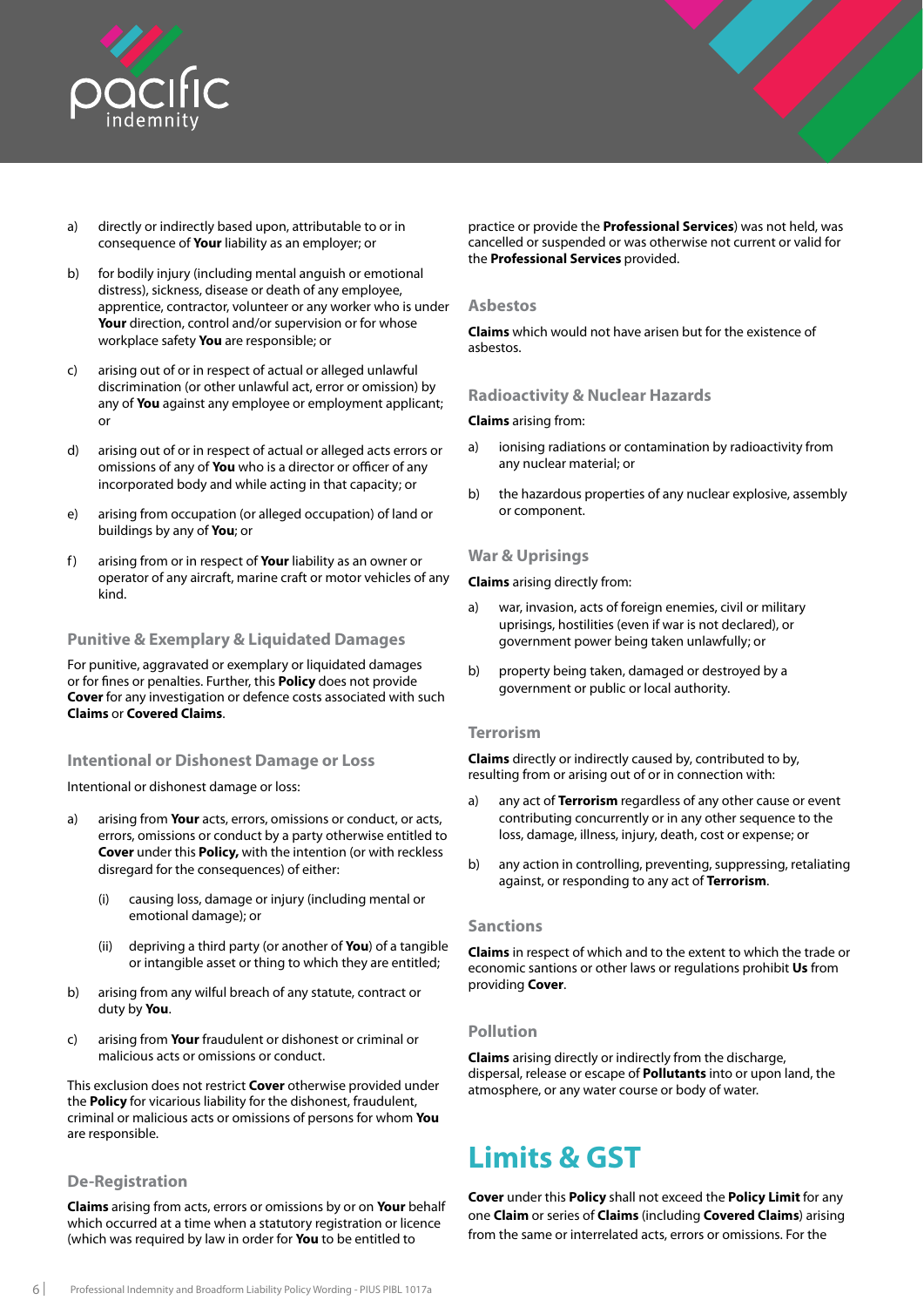a) directly or indirectly based upon, attributable to or in consequence of **Your** liability as an employer; or

b) for bodily injury (including mental anguish or emotional distress), sickness, disease or death of any employee, apprentice, contractor, volunteer or any worker who is under **Your** direction, control and/or supervision or for whose workplace safety **You** are responsible; or

c) arising out of or in respect of actual or alleged unlawful discrimination (or other unlawful act, error or omission) by any of **You** against any employee or employment applicant; or

d) arising out of or in respect of actual or alleged acts errors or omissions of any of **You** who is a director or officer of any incorporated body and while acting in that capacity; or

e) arising from occupation (or alleged occupation) of land or buildings by any of **You**; or

f) arising from or in respect of **Your** liability as an owner or operator of any aircraft, marine craft or motor vehicles of any kind.

### Punitive & Exemplary & Liquidated Damages

For punitive, aggravated or exemplary or liquidated damages or for fines or penalties. Further, this **Policy** does not provide **Cover** for any investigation or defence costs associated with such **Claims** or **Covered Claims**.

### Intentional or Dishonest Damage or Loss

Intentional or dishonest damage or loss:

a) arising from **Your** acts, errors, omissions or conduct, or acts, errors, omissions or conduct by a party otherwise entitled to **Cover** under this **Policy,** with the intention (or with reckless disregard for the consequences) of either:

   (i) causing loss, damage or injury (including mental or emotional damage); or

   (ii) depriving a third party (or another of **You**) of a tangible or intangible asset or thing to which they are entitled;

b) arising from any wilful breach of any statute, contract or duty by **You**.

c) arising from **Your** fraudulent or dishonest or criminal or malicious acts or omissions or conduct.

This exclusion does not restrict **Cover** otherwise provided under the **Policy** for vicarious liability for the dishonest, fraudulent, criminal or malicious acts or omissions of persons for whom **You** are responsible.

### De-Registration

**Claims** arising from acts, errors or omissions by or on **Your** behalf which occurred at a time when a statutory registration or licence (which was required by law in order for **You** to be entitled to practice or provide the **Professional Services**) was not held, was cancelled or suspended or was otherwise not current or valid for the **Professional Services** provided.

### Asbestos

**Claims** which would not have arisen but for the existence of asbestos.

### Radioactivity & Nuclear Hazards

**Claims** arising from:

a) ionising radiations or contamination by radioactivity from any nuclear material; or

b) the hazardous properties of any nuclear explosive, assembly or component.

### War & Uprisings

**Claims** arising directly from:

a) war, invasion, acts of foreign enemies, civil or military uprisings, hostilities (even if war is not declared), or government power being taken unlawfully; or

b) property being taken, damaged or destroyed by a government or public or local authority.

### Terrorism

**Claims** directly or indirectly caused by, contributed to by, resulting from or arising out of or in connection with:

a) any act of **Terrorism** regardless of any other cause or event contributing concurrently or in any other sequence to the loss, damage, illness, injury, death, cost or expense; or

b) any action in controlling, preventing, suppressing, retaliating against, or responding to any act of **Terrorism**.

### Sanctions

**Claims** in respect of which and to the extent to which the trade or economic santions or other laws or regulations prohibit **Us** from providing **Cover**.

### Pollution

**Claims** arising directly or indirectly from the discharge, dispersal, release or escape of **Pollutants** into or upon land, the atmosphere, or any water course or body of water.

## Limits & GST

**Cover** under this **Policy** shall not exceed the **Policy Limit** for any one **Claim** or series of **Claims** (including **Covered Claims**) arising from the same or interrelated acts, errors or omissions. For the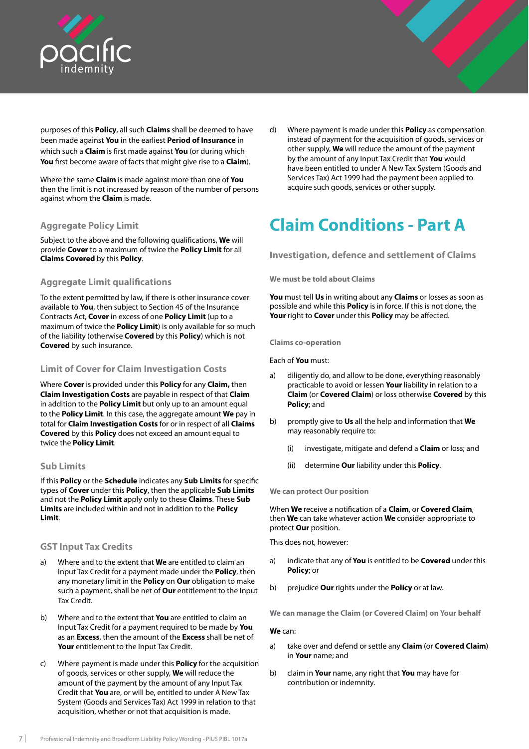purposes of this **Policy**, all such **Claims** shall be deemed to have been made against **You** in the earliest **Period of Insurance** in which such a **Claim** is first made against **You** (or during which **You** first become aware of facts that might give rise to a **Claim**).

Where the same **Claim** is made against more than one of **You** then the limit is not increased by reason of the number of persons against whom the **Claim** is made.

### Aggregate Policy Limit

Subject to the above and the following qualifications, **We** will provide **Cover** to a maximum of twice the **Policy Limit** for all **Claims Covered** by this **Policy**.

### Aggregate Limit qualifications

To the extent permitted by law, if there is other insurance cover available to **You**, then subject to Section 45 of the Insurance Contracts Act, **Cover** in excess of one **Policy Limit** (up to a maximum of twice the **Policy Limit**) is only available for so much of the liability (otherwise **Covered** by this **Policy**) which is not **Covered** by such insurance.

### Limit of Cover for Claim Investigation Costs

Where **Cover** is provided under this **Policy** for any **Claim,** then **Claim Investigation Costs** are payable in respect of that **Claim** in addition to the **Policy Limit** but only up to an amount equal to the **Policy Limit**. In this case, the aggregate amount **We** pay in total for **Claim Investigation Costs** for or in respect of all **Claims Covered** by this **Policy** does not exceed an amount equal to twice the **Policy Limit**.

### Sub Limits

If this **Policy** or the **Schedule** indicates any **Sub Limits** for specific types of **Cover** under this **Policy**, then the applicable **Sub Limits** and not the **Policy Limit** apply only to these **Claims**. These **Sub Limits** are included within and not in addition to the **Policy Limit**.

### GST Input Tax Credits

a) Where and to the extent that **We** are entitled to claim an Input Tax Credit for a payment made under the **Policy**, then any monetary limit in the **Policy** on **Our** obligation to make such a payment, shall be net of **Our** entitlement to the Input Tax Credit.

b) Where and to the extent that **You** are entitled to claim an Input Tax Credit for a payment required to be made by **You** as an **Excess**, then the amount of the **Excess** shall be net of **Your** entitlement to the Input Tax Credit.

c) Where payment is made under this **Policy** for the acquisition of goods, services or other supply, **We** will reduce the amount of the payment by the amount of any Input Tax Credit that **You** are, or will be, entitled to under A New Tax System (Goods and Services Tax) Act 1999 in relation to that acquisition, whether or not that acquisition is made.

d) Where payment is made under this **Policy** as compensation instead of payment for the acquisition of goods, services or other supply, **We** will reduce the amount of the payment by the amount of any Input Tax Credit that **You** would have been entitled to under A New Tax System (Goods and Services Tax) Act 1999 had the payment been applied to acquire such goods, services or other supply.

# Claim Conditions - Part A

## Investigation, defence and settlement of Claims

#### We must be told about Claims

**You** must tell **Us** in writing about any **Claims** or losses as soon as possible and while this **Policy** is in force. If this is not done, the **Your** right to **Cover** under this **Policy** may be affected.

#### Claims co-operation

Each of **You** must:

a) diligently do, and allow to be done, everything reasonably practicable to avoid or lessen **Your** liability in relation to a **Claim** (or **Covered Claim**) or loss otherwise **Covered** by this **Policy**; and

b) promptly give to **Us** all the help and information that **We** may reasonably require to:

   (i) investigate, mitigate and defend a **Claim** or loss; and

   (ii) determine **Our** liability under this **Policy**.

#### We can protect Our position

When **We** receive a notification of a **Claim**, or **Covered Claim**, then **We** can take whatever action **We** consider appropriate to protect **Our** position.

This does not, however:

a) indicate that any of **You** is entitled to be **Covered** under this **Policy**; or

b) prejudice **Our** rights under the **Policy** or at law.

#### We can manage the Claim (or Covered Claim) on Your behalf

**We** can:

a) take over and defend or settle any **Claim** (or **Covered Claim**) in **Your** name; and

b) claim in **Your** name, any right that **You** may have for contribution or indemnity.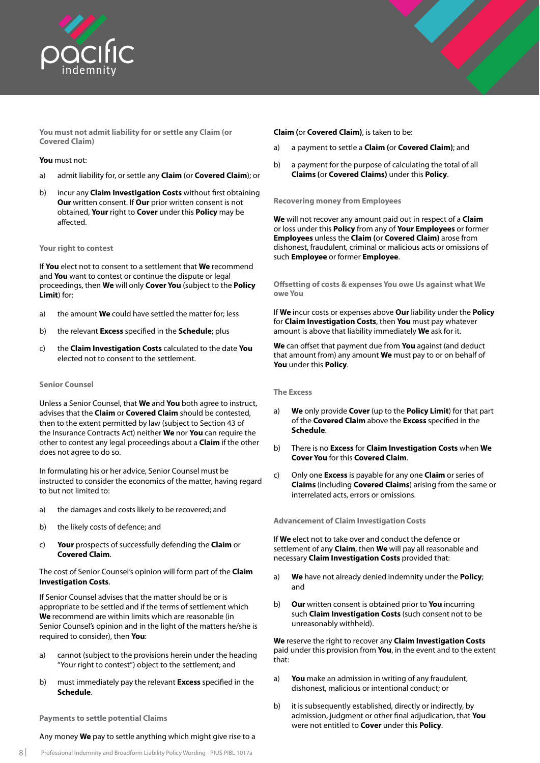### You must not admit liability for or settle any Claim (or Covered Claim)

**You** must not:

a) admit liability for, or settle any **Claim** (or **Covered Claim**); or

b) incur any **Claim Investigation Costs** without first obtaining **Our** written consent. If **Our** prior written consent is not obtained, **Your** right to **Cover** under this **Policy** may be affected.

### Your right to contest

If **You** elect not to consent to a settlement that **We** recommend and **You** want to contest or continue the dispute or legal proceedings, then **We** will only **Cover You** (subject to the **Policy Limit**) for:

a) the amount **We** could have settled the matter for; less

b) the relevant **Excess** specified in the **Schedule**; plus

c) the **Claim Investigation Costs** calculated to the date **You** elected not to consent to the settlement.

### Senior Counsel

Unless a Senior Counsel, that **We** and **You** both agree to instruct, advises that the **Claim** or **Covered Claim** should be contested, then to the extent permitted by law (subject to Section 43 of the Insurance Contracts Act) neither **We** nor **You** can require the other to contest any legal proceedings about a **Claim** if the other does not agree to do so.

In formulating his or her advice, Senior Counsel must be instructed to consider the economics of the matter, having regard to but not limited to:

a) the damages and costs likely to be recovered; and

b) the likely costs of defence; and

c) **Your** prospects of successfully defending the **Claim** or **Covered Claim**.

The cost of Senior Counsel's opinion will form part of the **Claim Investigation Costs**.

If Senior Counsel advises that the matter should be or is appropriate to be settled and if the terms of settlement which **We** recommend are within limits which are reasonable (in Senior Counsel's opinion and in the light of the matters he/she is required to consider), then **You**:

a) cannot (subject to the provisions herein under the heading "Your right to contest") object to the settlement; and

b) must immediately pay the relevant **Excess** specified in the **Schedule**.

### Payments to settle potential Claims

Any money **We** pay to settle anything which might give rise to a **Claim** (or **Covered Claim**), is taken to be:

a) a payment to settle a **Claim** (or **Covered Claim**); and

b) a payment for the purpose of calculating the total of all **Claims** (or **Covered Claims**) under this **Policy**.

### Recovering money from Employees

**We** will not recover any amount paid out in respect of a **Claim** or loss under this **Policy** from any of **Your Employees** or former **Employees** unless the **Claim** (or **Covered Claim**) arose from dishonest, fraudulent, criminal or malicious acts or omissions of such **Employee** or former **Employee**.

### Offsetting of costs & expenses You owe Us against what We owe You

If **We** incur costs or expenses above **Our** liability under the **Policy** for **Claim Investigation Costs**, then **You** must pay whatever amount is above that liability immediately **We** ask for it.

**We** can offset that payment due from **You** against (and deduct that amount from) any amount **We** must pay to or on behalf of **You** under this **Policy**.

### The Excess

a) **We** only provide **Cover** (up to the **Policy Limit**) for that part of the **Covered Claim** above the **Excess** specified in the **Schedule**.

b) There is no **Excess** for **Claim Investigation Costs** when **We Cover You** for this **Covered Claim**.

c) Only one **Excess** is payable for any one **Claim** or series of **Claims** (including **Covered Claims**) arising from the same or interrelated acts, errors or omissions.

### Advancement of Claim Investigation Costs

If **We** elect not to take over and conduct the defence or settlement of any **Claim**, then **We** will pay all reasonable and necessary **Claim Investigation Costs** provided that:

a) **We** have not already denied indemnity under the **Policy**; and

b) **Our** written consent is obtained prior to **You** incurring such **Claim Investigation Costs** (such consent not to be unreasonably withheld).

**We** reserve the right to recover any **Claim Investigation Costs** paid under this provision from **You**, in the event and to the extent that:

a) **You** make an admission in writing of any fraudulent, dishonest, malicious or intentional conduct; or

b) it is subsequently established, directly or indirectly, by admission, judgment or other final adjudication, that **You** were not entitled to **Cover** under this **Policy**.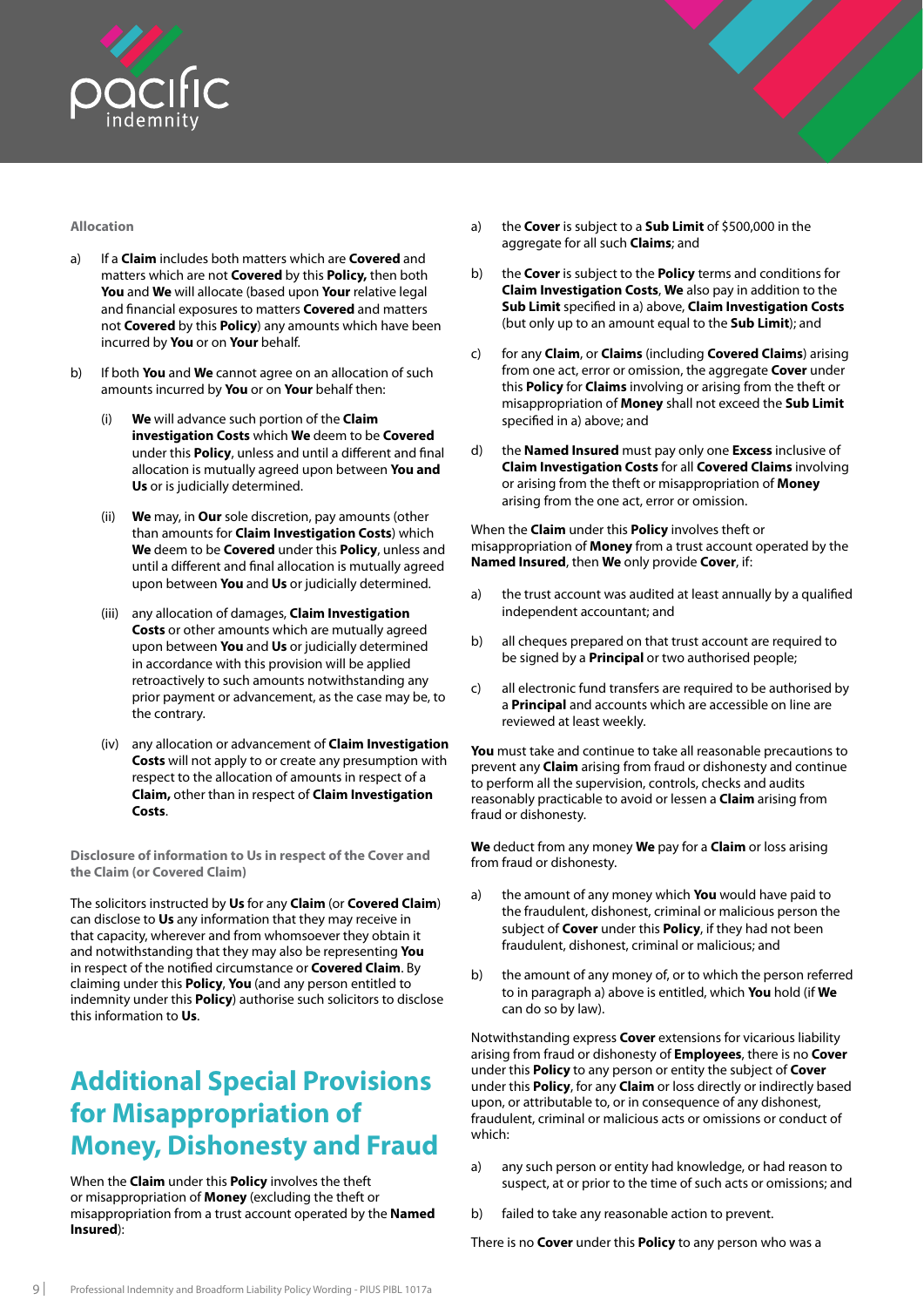### Allocation

a) If a **Claim** includes both matters which are **Covered** and matters which are not **Covered** by this **Policy,** then both **You** and **We** will allocate (based upon **Your** relative legal and financial exposures to matters **Covered** and matters not **Covered** by this **Policy**) any amounts which have been incurred by **You** or on **Your** behalf.

b) If both **You** and **We** cannot agree on an allocation of such amounts incurred by **You** or on **Your** behalf then:

   (i) **We** will advance such portion of the **Claim investigation Costs** which **We** deem to be **Covered** under this **Policy**, unless and until a different and final allocation is mutually agreed upon between **You and Us** or is judicially determined.

   (ii) **We** may, in **Our** sole discretion, pay amounts (other than amounts for **Claim Investigation Costs**) which **We** deem to be **Covered** under this **Policy**, unless and until a different and final allocation is mutually agreed upon between **You** and **Us** or judicially determined.

   (iii) any allocation of damages, **Claim Investigation Costs** or other amounts which are mutually agreed upon between **You** and **Us** or judicially determined in accordance with this provision will be applied retroactively to such amounts notwithstanding any prior payment or advancement, as the case may be, to the contrary.

   (iv) any allocation or advancement of **Claim Investigation Costs** will not apply to or create any presumption with respect to the allocation of amounts in respect of a **Claim,** other than in respect of **Claim Investigation Costs**.

### Disclosure of information to Us in respect of the Cover and the Claim (or Covered Claim)

The solicitors instructed by **Us** for any **Claim** (or **Covered Claim**) can disclose to **Us** any information that they may receive in that capacity, wherever and from whomsoever they obtain it and notwithstanding that they may also be representing **You** in respect of the notified circumstance or **Covered Claim**. By claiming under this **Policy**, **You** (and any person entitled to indemnity under this **Policy**) authorise such solicitors to disclose this information to **Us**.

## Additional Special Provisions for Misappropriation of Money, Dishonesty and Fraud

When the **Claim** under this **Policy** involves the theft or misappropriation of **Money** (excluding the theft or misappropriation from a trust account operated by the **Named Insured**):

a) the **Cover** is subject to a **Sub Limit** of $500,000 in the aggregate for all such **Claims**; and

b) the **Cover** is subject to the **Policy** terms and conditions for **Claim Investigation Costs**, **We** also pay in addition to the **Sub Limit** specified in a) above, **Claim Investigation Costs** (but only up to an amount equal to the **Sub Limit**); and

c) for any **Claim**, or **Claims** (including **Covered Claims**) arising from one act, error or omission, the aggregate **Cover** under this **Policy** for **Claims** involving or arising from the theft or misappropriation of **Money** shall not exceed the **Sub Limit** specified in a) above; and

d) the **Named Insured** must pay only one **Excess** inclusive of **Claim Investigation Costs** for all **Covered Claims** involving or arising from the theft or misappropriation of **Money** arising from the one act, error or omission.

When the **Claim** under this **Policy** involves theft or misappropriation of **Money** from a trust account operated by the **Named Insured**, then **We** only provide **Cover**, if:

a) the trust account was audited at least annually by a qualified independent accountant; and

b) all cheques prepared on that trust account are required to be signed by a **Principal** or two authorised people;

c) all electronic fund transfers are required to be authorised by a **Principal** and accounts which are accessible on line are reviewed at least weekly.

**You** must take and continue to take all reasonable precautions to prevent any **Claim** arising from fraud or dishonesty and continue to perform all the supervision, controls, checks and audits reasonably practicable to avoid or lessen a **Claim** arising from fraud or dishonesty.

**We** deduct from any money **We** pay for a **Claim** or loss arising from fraud or dishonesty.

a) the amount of any money which **You** would have paid to the fraudulent, dishonest, criminal or malicious person the subject of **Cover** under this **Policy**, if they had not been fraudulent, dishonest, criminal or malicious; and

b) the amount of any money of, or to which the person referred to in paragraph a) above is entitled, which **You** hold (if **We** can do so by law).

Notwithstanding express **Cover** extensions for vicarious liability arising from fraud or dishonesty of **Employees**, there is no **Cover** under this **Policy** to any person or entity the subject of **Cover** under this **Policy**, for any **Claim** or loss directly or indirectly based upon, or attributable to, or in consequence of any dishonest, fraudulent, criminal or malicious acts or omissions or conduct of which:

a) any such person or entity had knowledge, or had reason to suspect, at or prior to the time of such acts or omissions; and

b) failed to take any reasonable action to prevent.

There is no **Cover** under this **Policy** to any person who was a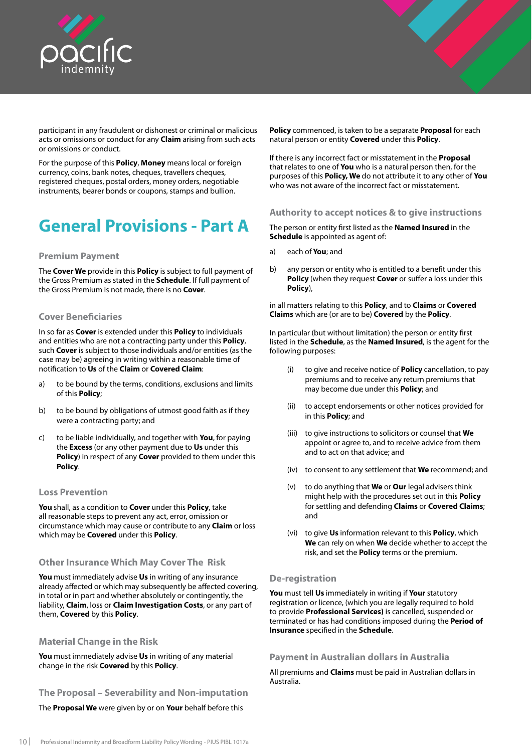participant in any fraudulent or dishonest or criminal or malicious acts or omissions or conduct for any **Claim** arising from such acts or omissions or conduct.

For the purpose of this **Policy**, **Money** means local or foreign currency, coins, bank notes, cheques, travellers cheques, registered cheques, postal orders, money orders, negotiable instruments, bearer bonds or coupons, stamps and bullion.

# General Provisions - Part A

### Premium Payment

The **Cover We** provide in this **Policy** is subject to full payment of the Gross Premium as stated in the **Schedule**. If full payment of the Gross Premium is not made, there is no **Cover**.

### Cover Beneficiaries

In so far as **Cover** is extended under this **Policy** to individuals and entities who are not a contracting party under this **Policy**, such **Cover** is subject to those individuals and/or entities (as the case may be) agreeing in writing within a reasonable time of notification to **Us** of the **Claim** or **Covered Claim**:

a) to be bound by the terms, conditions, exclusions and limits of this **Policy**;

b) to be bound by obligations of utmost good faith as if they were a contracting party; and

c) to be liable individually, and together with **You**, for paying the **Excess** (or any other payment due to **Us** under this **Policy**) in respect of any **Cover** provided to them under this **Policy**.

### Loss Prevention

**You** shall, as a condition to **Cover** under this **Policy**, take all reasonable steps to prevent any act, error, omission or circumstance which may cause or contribute to any **Claim** or loss which may be **Covered** under this **Policy**.

### Other Insurance Which May Cover The Risk

**You** must immediately advise **Us** in writing of any insurance already affected or which may subsequently be affected covering, in total or in part and whether absolutely or contingently, the liability, **Claim**, loss or **Claim Investigation Costs**, or any part of them, **Covered** by this **Policy**.

### Material Change in the Risk

**You** must immediately advise **Us** in writing of any material change in the risk **Covered** by this **Policy**.

### The Proposal – Severability and Non-imputation

The **Proposal We** were given by or on **Your** behalf before this **Policy** commenced, is taken to be a separate **Proposal** for each natural person or entity **Covered** under this **Policy**.

If there is any incorrect fact or misstatement in the **Proposal** that relates to one of **You** who is a natural person then, for the purposes of this **Policy, We** do not attribute it to any other of **You** who was not aware of the incorrect fact or misstatement.

### Authority to accept notices & to give instructions

The person or entity first listed as the **Named Insured** in the **Schedule** is appointed as agent of:

a) each of **You**; and

b) any person or entity who is entitled to a benefit under this **Policy** (when they request **Cover** or suffer a loss under this **Policy**),

in all matters relating to this **Policy**, and to **Claims** or **Covered Claims** which are (or are to be) **Covered** by the **Policy**.

In particular (but without limitation) the person or entity first listed in the **Schedule**, as the **Named Insured**, is the agent for the following purposes:

(i) to give and receive notice of **Policy** cancellation, to pay premiums and to receive any return premiums that may become due under this **Policy**; and

(ii) to accept endorsements or other notices provided for in this **Policy**; and

(iii) to give instructions to solicitors or counsel that **We** appoint or agree to, and to receive advice from them and to act on that advice; and

(iv) to consent to any settlement that **We** recommend; and

(v) to do anything that **We** or **Our** legal advisers think might help with the procedures set out in this **Policy** for settling and defending **Claims** or **Covered Claims**; and

(vi) to give **Us** information relevant to this **Policy**, which **We** can rely on when **We** decide whether to accept the risk, and set the **Policy** terms or the premium.

### De-registration

**You** must tell **Us** immediately in writing if **Your** statutory registration or licence, (which you are legally required to hold to provide **Professional Services)** is cancelled, suspended or terminated or has had conditions imposed during the **Period of Insurance** specified in the **Schedule**.

### Payment in Australian dollars in Australia

All premiums and **Claims** must be paid in Australian dollars in Australia.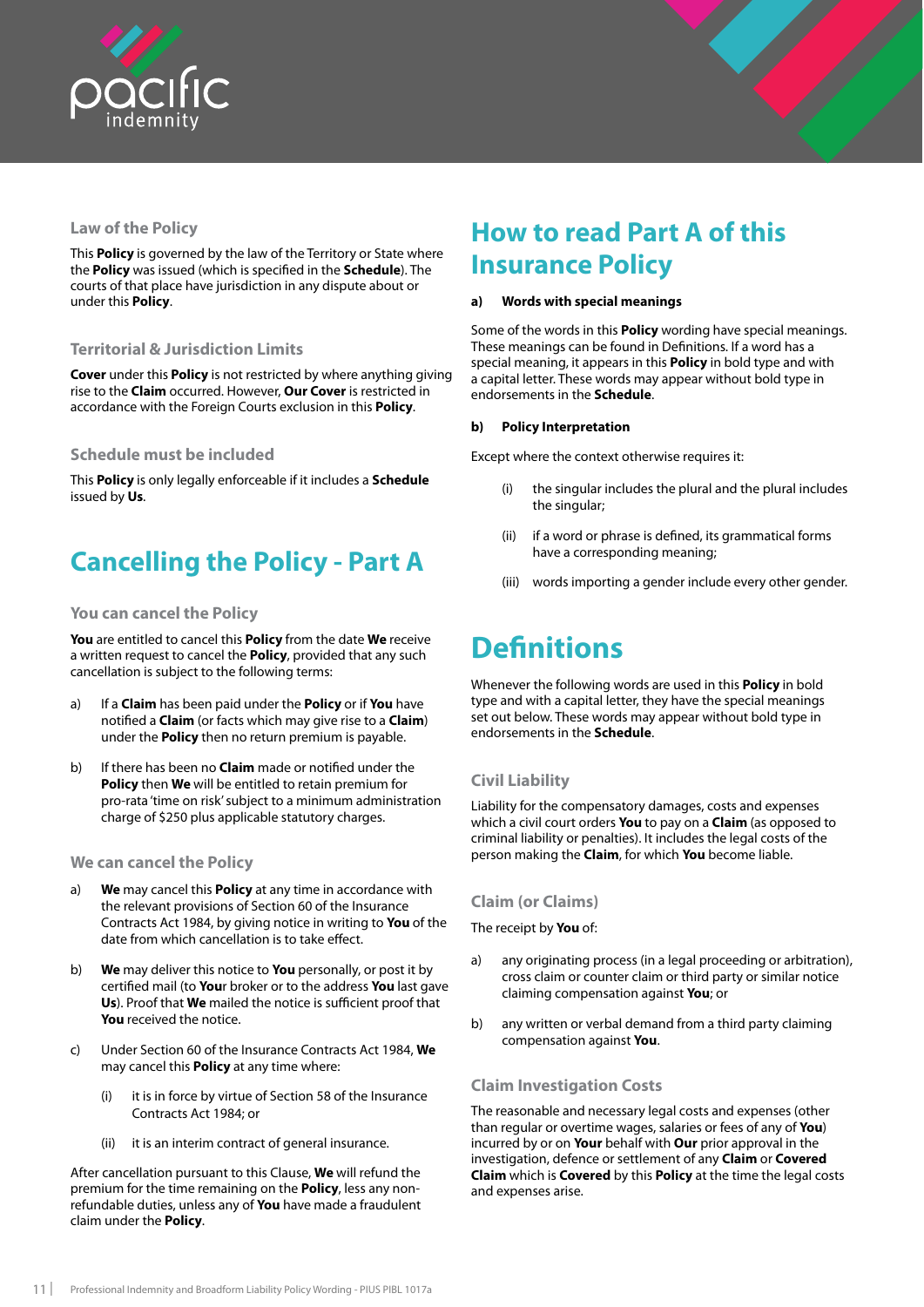### Law of the Policy

This **Policy** is governed by the law of the Territory or State where the **Policy** was issued (which is specified in the **Schedule**). The courts of that place have jurisdiction in any dispute about or under this **Policy**.

### Territorial & Jurisdiction Limits

**Cover** under this **Policy** is not restricted by where anything giving rise to the **Claim** occurred. However, **Our Cover** is restricted in accordance with the Foreign Courts exclusion in this **Policy**.

### Schedule must be included

This **Policy** is only legally enforceable if it includes a **Schedule** issued by **Us**.

## Cancelling the Policy - Part A

### You can cancel the Policy

**You** are entitled to cancel this **Policy** from the date **We** receive a written request to cancel the **Policy**, provided that any such cancellation is subject to the following terms:

a) If a **Claim** has been paid under the **Policy** or if **You** have notified a **Claim** (or facts which may give rise to a **Claim**) under the **Policy** then no return premium is payable.

b) If there has been no **Claim** made or notified under the **Policy** then **We** will be entitled to retain premium for pro-rata 'time on risk' subject to a minimum administration charge of $250 plus applicable statutory charges.

### We can cancel the Policy

a) **We** may cancel this **Policy** at any time in accordance with the relevant provisions of Section 60 of the Insurance Contracts Act 1984, by giving notice in writing to **You** of the date from which cancellation is to take effect.

b) **We** may deliver this notice to **You** personally, or post it by certified mail (to **Your** broker or to the address **You** last gave **Us**). Proof that **We** mailed the notice is sufficient proof that **You** received the notice.

c) Under Section 60 of the Insurance Contracts Act 1984, **We** may cancel this **Policy** at any time where:

   (i) it is in force by virtue of Section 58 of the Insurance Contracts Act 1984; or

   (ii) it is an interim contract of general insurance.

After cancellation pursuant to this Clause, **We** will refund the premium for the time remaining on the **Policy**, less any non-refundable duties, unless any of **You** have made a fraudulent claim under the **Policy**.

## How to read Part A of this Insurance Policy

**a) Words with special meanings**

Some of the words in this **Policy** wording have special meanings. These meanings can be found in Definitions. If a word has a special meaning, it appears in this **Policy** in bold type and with a capital letter. These words may appear without bold type in endorsements in the **Schedule**.

**b) Policy Interpretation**

Except where the context otherwise requires it:

(i) the singular includes the plural and the plural includes the singular;

(ii) if a word or phrase is defined, its grammatical forms have a corresponding meaning;

(iii) words importing a gender include every other gender.

## Definitions

Whenever the following words are used in this **Policy** in bold type and with a capital letter, they have the special meanings set out below. These words may appear without bold type in endorsements in the **Schedule**.

### Civil Liability

Liability for the compensatory damages, costs and expenses which a civil court orders **You** to pay on a **Claim** (as opposed to criminal liability or penalties). It includes the legal costs of the person making the **Claim**, for which **You** become liable.

### Claim (or Claims)

The receipt by **You** of:

a) any originating process (in a legal proceeding or arbitration), cross claim or counter claim or third party or similar notice claiming compensation against **You**; or

b) any written or verbal demand from a third party claiming compensation against **You**.

### Claim Investigation Costs

The reasonable and necessary legal costs and expenses (other than regular or overtime wages, salaries or fees of any of **You**) incurred by or on **Your** behalf with **Our** prior approval in the investigation, defence or settlement of any **Claim** or **Covered Claim** which is **Covered** by this **Policy** at the time the legal costs and expenses arise.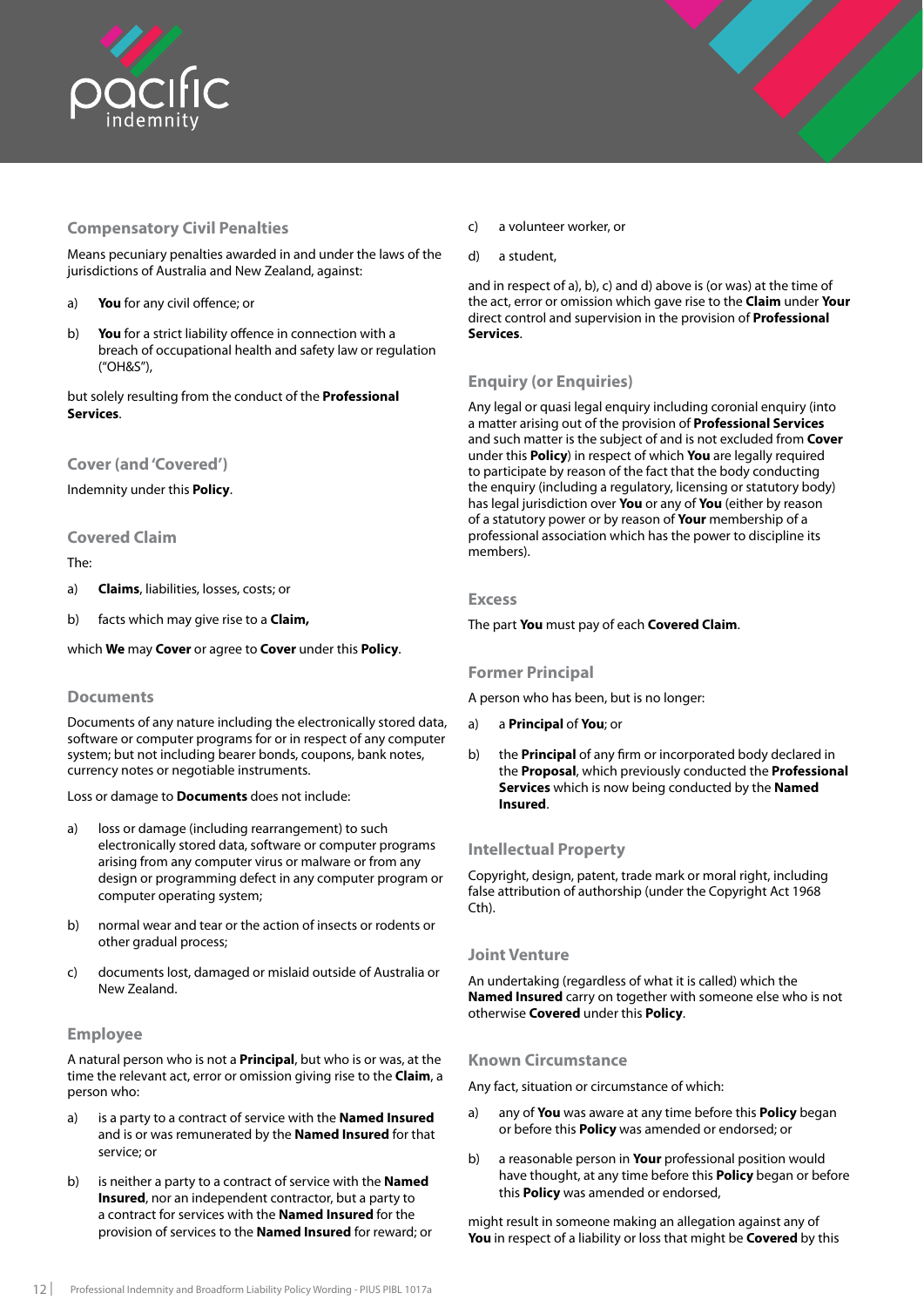### Compensatory Civil Penalties

Means pecuniary penalties awarded in and under the laws of the jurisdictions of Australia and New Zealand, against:

a) **You** for any civil offence; or

b) **You** for a strict liability offence in connection with a breach of occupational health and safety law or regulation ("OH&S"),

but solely resulting from the conduct of the **Professional Services**.

### Cover (and 'Covered')

Indemnity under this **Policy**.

### Covered Claim

The:

a) **Claims**, liabilities, losses, costs; or

b) facts which may give rise to a **Claim,**

which **We** may **Cover** or agree to **Cover** under this **Policy**.

### Documents

Documents of any nature including the electronically stored data, software or computer programs for or in respect of any computer system; but not including bearer bonds, coupons, bank notes, currency notes or negotiable instruments.

Loss or damage to **Documents** does not include:

a) loss or damage (including rearrangement) to such electronically stored data, software or computer programs arising from any computer virus or malware or from any design or programming defect in any computer program or computer operating system;

b) normal wear and tear or the action of insects or rodents or other gradual process;

c) documents lost, damaged or mislaid outside of Australia or New Zealand.

### Employee

A natural person who is not a **Principal**, but who is or was, at the time the relevant act, error or omission giving rise to the **Claim**, a person who:

a) is a party to a contract of service with the **Named Insured** and is or was remunerated by the **Named Insured** for that service; or

b) is neither a party to a contract of service with the **Named Insured**, nor an independent contractor, but a party to a contract for services with the **Named Insured** for the provision of services to the **Named Insured** for reward; or

c) a volunteer worker, or

d) a student,

and in respect of a), b), c) and d) above is (or was) at the time of the act, error or omission which gave rise to the **Claim** under **Your** direct control and supervision in the provision of **Professional Services**.

### Enquiry (or Enquiries)

Any legal or quasi legal enquiry including coronial enquiry (into a matter arising out of the provision of **Professional Services** and such matter is the subject of and is not excluded from **Cover** under this **Policy**) in respect of which **You** are legally required to participate by reason of the fact that the body conducting the enquiry (including a regulatory, licensing or statutory body) has legal jurisdiction over **You** or any of **You** (either by reason of a statutory power or by reason of **Your** membership of a professional association which has the power to discipline its members).

### Excess

The part **You** must pay of each **Covered Claim**.

### Former Principal

A person who has been, but is no longer:

a) a **Principal** of **You**; or

b) the **Principal** of any firm or incorporated body declared in the **Proposal**, which previously conducted the **Professional Services** which is now being conducted by the **Named Insured**.

### Intellectual Property

Copyright, design, patent, trade mark or moral right, including false attribution of authorship (under the Copyright Act 1968 Cth).

### Joint Venture

An undertaking (regardless of what it is called) which the **Named Insured** carry on together with someone else who is not otherwise **Covered** under this **Policy**.

### Known Circumstance

Any fact, situation or circumstance of which:

a) any of **You** was aware at any time before this **Policy** began or before this **Policy** was amended or endorsed; or

b) a reasonable person in **Your** professional position would have thought, at any time before this **Policy** began or before this **Policy** was amended or endorsed,

might result in someone making an allegation against any of **You** in respect of a liability or loss that might be **Covered** by this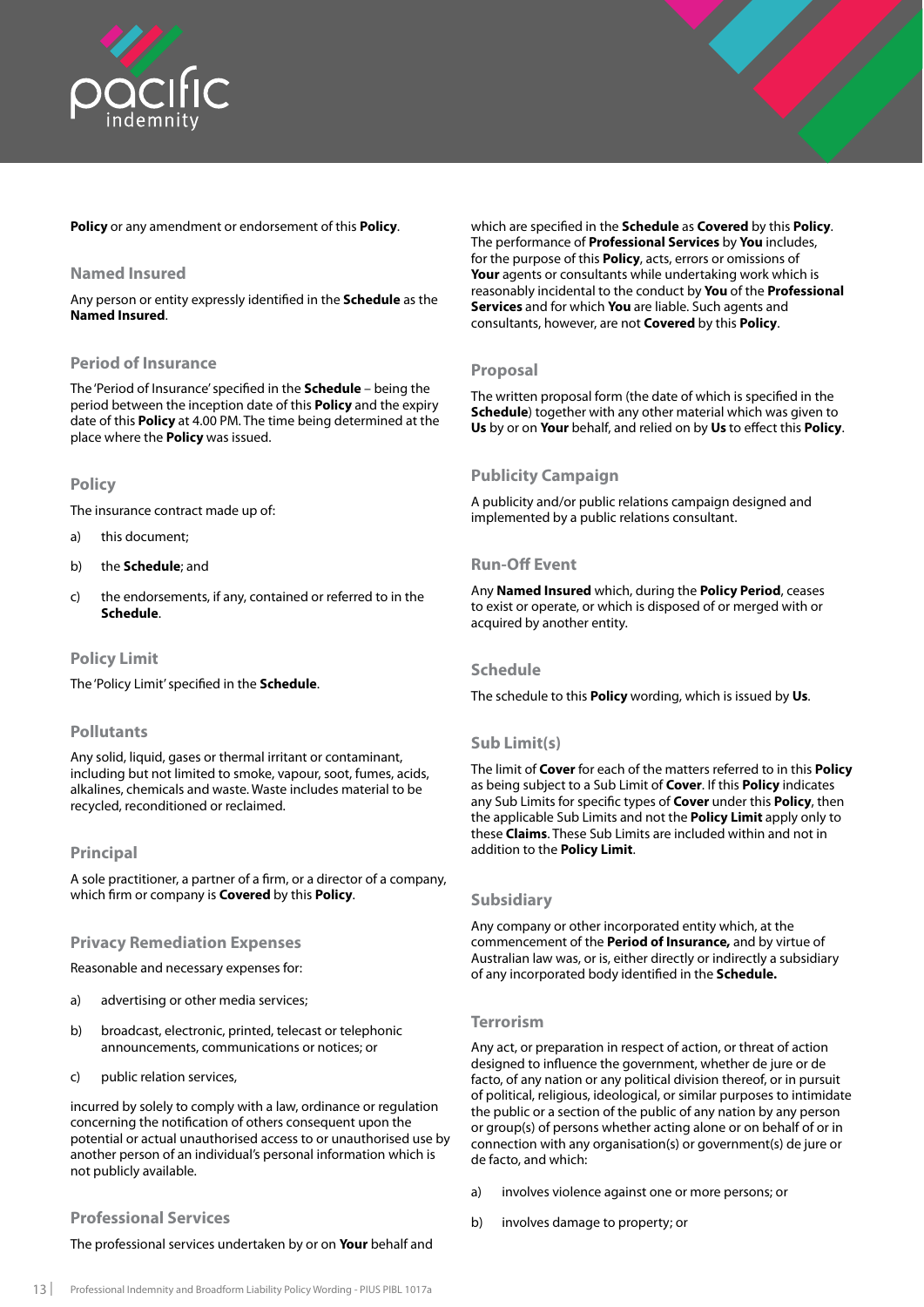**Policy** or any amendment or endorsement of this **Policy**.

### Named Insured

Any person or entity expressly identified in the **Schedule** as the **Named Insured**.

### Period of Insurance

The 'Period of Insurance' specified in the **Schedule** – being the period between the inception date of this **Policy** and the expiry date of this **Policy** at 4.00 PM. The time being determined at the place where the **Policy** was issued.

### Policy

The insurance contract made up of:

a) this document;

b) the **Schedule**; and

c) the endorsements, if any, contained or referred to in the **Schedule**.

### Policy Limit

The 'Policy Limit' specified in the **Schedule**.

### Pollutants

Any solid, liquid, gases or thermal irritant or contaminant, including but not limited to smoke, vapour, soot, fumes, acids, alkalines, chemicals and waste. Waste includes material to be recycled, reconditioned or reclaimed.

### Principal

A sole practitioner, a partner of a firm, or a director of a company, which firm or company is **Covered** by this **Policy**.

### Privacy Remediation Expenses

Reasonable and necessary expenses for:

a) advertising or other media services;

b) broadcast, electronic, printed, telecast or telephonic announcements, communications or notices; or

c) public relation services,

incurred by solely to comply with a law, ordinance or regulation concerning the notification of others consequent upon the potential or actual unauthorised access to or unauthorised use by another person of an individual's personal information which is not publicly available.

### Professional Services

The professional services undertaken by or on **Your** behalf and which are specified in the **Schedule** as **Covered** by this **Policy**. The performance of **Professional Services** by **You** includes, for the purpose of this **Policy**, acts, errors or omissions of **Your** agents or consultants while undertaking work which is reasonably incidental to the conduct by **You** of the **Professional Services** and for which **You** are liable. Such agents and consultants, however, are not **Covered** by this **Policy**.

### Proposal

The written proposal form (the date of which is specified in the **Schedule**) together with any other material which was given to **Us** by or on **Your** behalf, and relied on by **Us** to effect this **Policy**.

### Publicity Campaign

A publicity and/or public relations campaign designed and implemented by a public relations consultant.

### Run-Off Event

Any **Named Insured** which, during the **Policy Period**, ceases to exist or operate, or which is disposed of or merged with or acquired by another entity.

### Schedule

The schedule to this **Policy** wording, which is issued by **Us**.

### Sub Limit(s)

The limit of **Cover** for each of the matters referred to in this **Policy** as being subject to a Sub Limit of **Cover**. If this **Policy** indicates any Sub Limits for specific types of **Cover** under this **Policy**, then the applicable Sub Limits and not the **Policy Limit** apply only to these **Claims**. These Sub Limits are included within and not in addition to the **Policy Limit**.

### Subsidiary

Any company or other incorporated entity which, at the commencement of the **Period of Insurance,** and by virtue of Australian law was, or is, either directly or indirectly a subsidiary of any incorporated body identified in the **Schedule.**

### Terrorism

Any act, or preparation in respect of action, or threat of action designed to influence the government, whether de jure or de facto, of any nation or any political division thereof, or in pursuit of political, religious, ideological, or similar purposes to intimidate the public or a section of the public of any nation by any person or group(s) of persons whether acting alone or on behalf of or in connection with any organisation(s) or government(s) de jure or de facto, and which:

a) involves violence against one or more persons; or

b) involves damage to property; or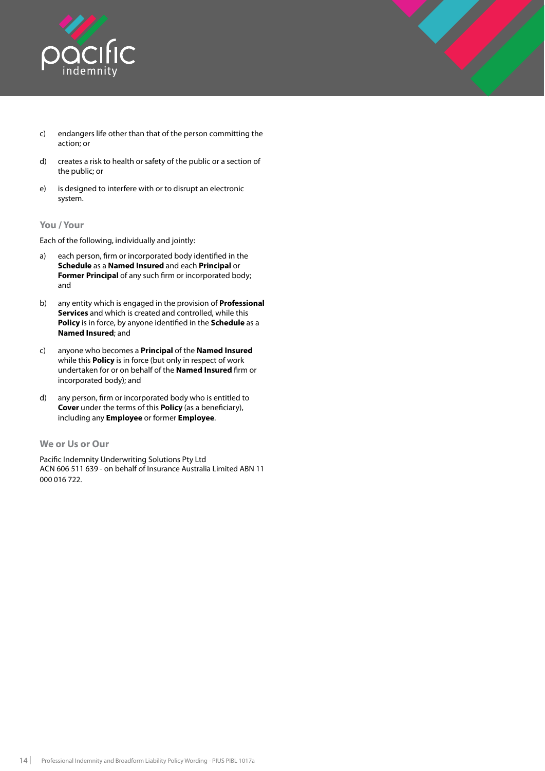c) endangers life other than that of the person committing the action; or

d) creates a risk to health or safety of the public or a section of the public; or

e) is designed to interfere with or to disrupt an electronic system.

### You / Your

Each of the following, individually and jointly:

a) each person, firm or incorporated body identified in the **Schedule** as a **Named Insured** and each **Principal** or **Former Principal** of any such firm or incorporated body; and

b) any entity which is engaged in the provision of **Professional Services** and which is created and controlled, while this **Policy** is in force, by anyone identified in the **Schedule** as a **Named Insured**; and

c) anyone who becomes a **Principal** of the **Named Insured** while this **Policy** is in force (but only in respect of work undertaken for or on behalf of the **Named Insured** firm or incorporated body); and

d) any person, firm or incorporated body who is entitled to **Cover** under the terms of this **Policy** (as a beneficiary), including any **Employee** or former **Employee**.

### We or Us or Our

Pacific Indemnity Underwriting Solutions Pty Ltd
ACN 606 511 639 - on behalf of Insurance Australia Limited ABN 11 000 016 722.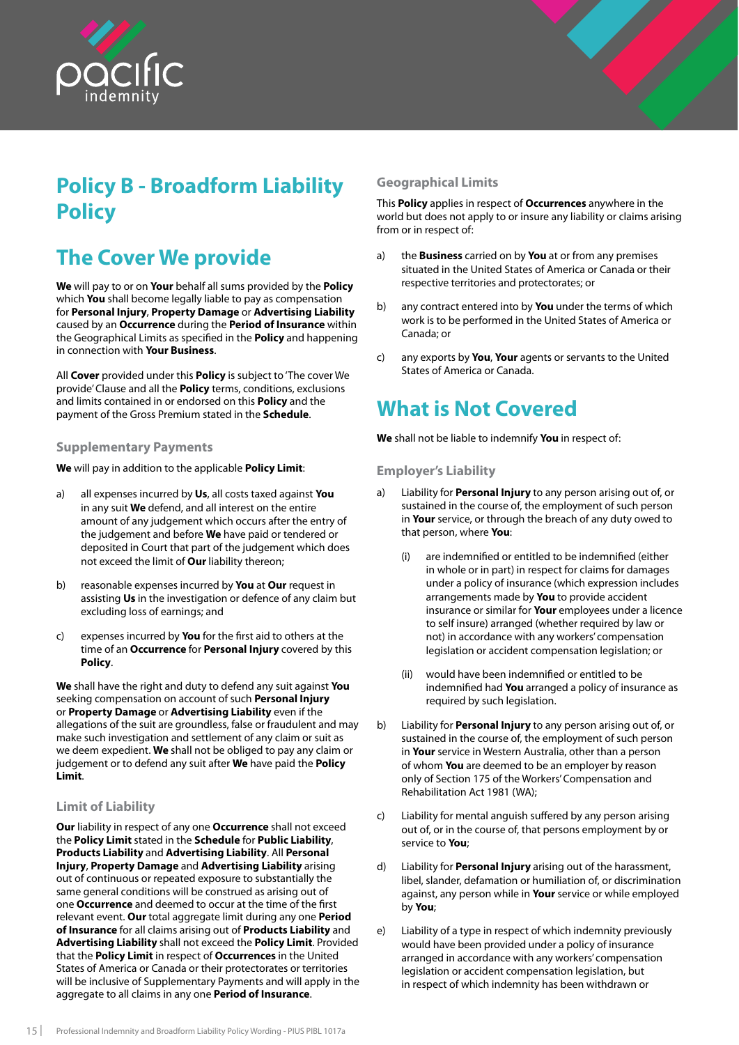# Policy B - Broadform Liability Policy

## The Cover We provide

**We** will pay to or on **Your** behalf all sums provided by the **Policy** which **You** shall become legally liable to pay as compensation for **Personal Injury**, **Property Damage** or **Advertising Liability** caused by an **Occurrence** during the **Period of Insurance** within the Geographical Limits as specified in the **Policy** and happening in connection with **Your Business**.

All **Cover** provided under this **Policy** is subject to 'The cover We provide' Clause and all the **Policy** terms, conditions, exclusions and limits contained in or endorsed on this **Policy** and the payment of the Gross Premium stated in the **Schedule**.

### Supplementary Payments

**We** will pay in addition to the applicable **Policy Limit**:

a) all expenses incurred by **Us**, all costs taxed against **You** in any suit **We** defend, and all interest on the entire amount of any judgement which occurs after the entry of the judgement and before **We** have paid or tendered or deposited in Court that part of the judgement which does not exceed the limit of **Our** liability thereon;

b) reasonable expenses incurred by **You** at **Our** request in assisting **Us** in the investigation or defence of any claim but excluding loss of earnings; and

c) expenses incurred by **You** for the first aid to others at the time of an **Occurrence** for **Personal Injury** covered by this **Policy**.

**We** shall have the right and duty to defend any suit against **You** seeking compensation on account of such **Personal Injury** or **Property Damage** or **Advertising Liability** even if the allegations of the suit are groundless, false or fraudulent and may make such investigation and settlement of any claim or suit as we deem expedient. **We** shall not be obliged to pay any claim or judgement or to defend any suit after **We** have paid the **Policy Limit**.

### Limit of Liability

**Our** liability in respect of any one **Occurrence** shall not exceed the **Policy Limit** stated in the **Schedule** for **Public Liability**, **Products Liability** and **Advertising Liability**. All **Personal Injury**, **Property Damage** and **Advertising Liability** arising out of continuous or repeated exposure to substantially the same general conditions will be construed as arising out of one **Occurrence** and deemed to occur at the time of the first relevant event. **Our** total aggregate limit during any one **Period of Insurance** for all claims arising out of **Products Liability** and **Advertising Liability** shall not exceed the **Policy Limit**. Provided that the **Policy Limit** in respect of **Occurrences** in the United States of America or Canada or their protectorates or territories will be inclusive of Supplementary Payments and will apply in the aggregate to all claims in any one **Period of Insurance**.

### Geographical Limits

This **Policy** applies in respect of **Occurrences** anywhere in the world but does not apply to or insure any liability or claims arising from or in respect of:

a) the **Business** carried on by **You** at or from any premises situated in the United States of America or Canada or their respective territories and protectorates; or

b) any contract entered into by **You** under the terms of which work is to be performed in the United States of America or Canada; or

c) any exports by **You**, **Your** agents or servants to the United States of America or Canada.

## What is Not Covered

**We** shall not be liable to indemnify **You** in respect of:

### Employer's Liability

a) Liability for **Personal Injury** to any person arising out of, or sustained in the course of, the employment of such person in **Your** service, or through the breach of any duty owed to that person, where **You**:

   (i) are indemnified or entitled to be indemnified (either in whole or in part) in respect for claims for damages under a policy of insurance (which expression includes arrangements made by **You** to provide accident insurance or similar for **Your** employees under a licence to self insure) arranged (whether required by law or not) in accordance with any workers' compensation legislation or accident compensation legislation; or

   (ii) would have been indemnified or entitled to be indemnified had **You** arranged a policy of insurance as required by such legislation.

b) Liability for **Personal Injury** to any person arising out of, or sustained in the course of, the employment of such person in **Your** service in Western Australia, other than a person of whom **You** are deemed to be an employer by reason only of Section 175 of the Workers' Compensation and Rehabilitation Act 1981 (WA);

c) Liability for mental anguish suffered by any person arising out of, or in the course of, that persons employment by or service to **You**;

d) Liability for **Personal Injury** arising out of the harassment, libel, slander, defamation or humiliation of, or discrimination against, any person while in **Your** service or while employed by **You**;

e) Liability of a type in respect of which indemnity previously would have been provided under a policy of insurance arranged in accordance with any workers' compensation legislation or accident compensation legislation, but in respect of which indemnity has been withdrawn or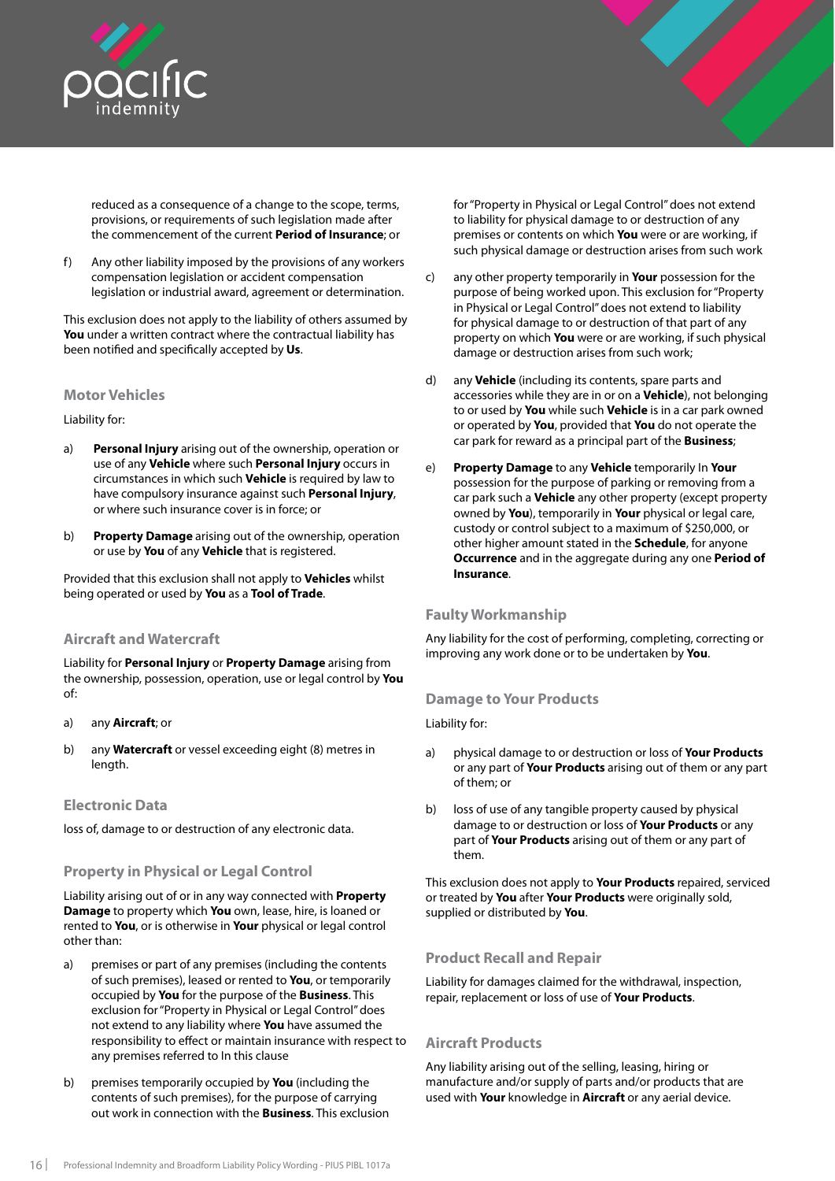reduced as a consequence of a change to the scope, terms, provisions, or requirements of such legislation made after the commencement of the current **Period of Insurance**; or

f) Any other liability imposed by the provisions of any workers compensation legislation or accident compensation legislation or industrial award, agreement or determination.

This exclusion does not apply to the liability of others assumed by **You** under a written contract where the contractual liability has been notified and specifically accepted by **Us**.

### Motor Vehicles

Liability for:

a) **Personal Injury** arising out of the ownership, operation or use of any **Vehicle** where such **Personal Injury** occurs in circumstances in which such **Vehicle** is required by law to have compulsory insurance against such **Personal Injury**, or where such insurance cover is in force; or

b) **Property Damage** arising out of the ownership, operation or use by **You** of any **Vehicle** that is registered.

Provided that this exclusion shall not apply to **Vehicles** whilst being operated or used by **You** as a **Tool of Trade**.

### Aircraft and Watercraft

Liability for **Personal Injury** or **Property Damage** arising from the ownership, possession, operation, use or legal control by **You** of:

a) any **Aircraft**; or

b) any **Watercraft** or vessel exceeding eight (8) metres in length.

### Electronic Data

loss of, damage to or destruction of any electronic data.

### Property in Physical or Legal Control

Liability arising out of or in any way connected with **Property Damage** to property which **You** own, lease, hire, is loaned or rented to **You**, or is otherwise in **Your** physical or legal control other than:

a) premises or part of any premises (including the contents of such premises), leased or rented to **You**, or temporarily occupied by **You** for the purpose of the **Business**. This exclusion for "Property in Physical or Legal Control" does not extend to any liability where **You** have assumed the responsibility to effect or maintain insurance with respect to any premises referred to In this clause

b) premises temporarily occupied by **You** (including the contents of such premises), for the purpose of carrying out work in connection with the **Business**. This exclusion for "Property in Physical or Legal Control" does not extend to liability for physical damage to or destruction of any premises or contents on which **You** were or are working, if such physical damage or destruction arises from such work

c) any other property temporarily in **Your** possession for the purpose of being worked upon. This exclusion for "Property in Physical or Legal Control" does not extend to liability for physical damage to or destruction of that part of any property on which **You** were or are working, if such physical damage or destruction arises from such work;

d) any **Vehicle** (including its contents, spare parts and accessories while they are in or on a **Vehicle**), not belonging to or used by **You** while such **Vehicle** is in a car park owned or operated by **You**, provided that **You** do not operate the car park for reward as a principal part of the **Business**;

e) **Property Damage** to any **Vehicle** temporarily In **Your** possession for the purpose of parking or removing from a car park such a **Vehicle** any other property (except property owned by **You**), temporarily in **Your** physical or legal care, custody or control subject to a maximum of $250,000, or other higher amount stated in the **Schedule**, for anyone **Occurrence** and in the aggregate during any one **Period of Insurance**.

### Faulty Workmanship

Any liability for the cost of performing, completing, correcting or improving any work done or to be undertaken by **You**.

### Damage to Your Products

Liability for:

a) physical damage to or destruction or loss of **Your Products** or any part of **Your Products** arising out of them or any part of them; or

b) loss of use of any tangible property caused by physical damage to or destruction or loss of **Your Products** or any part of **Your Products** arising out of them or any part of them.

This exclusion does not apply to **Your Products** repaired, serviced or treated by **You** after **Your Products** were originally sold, supplied or distributed by **You**.

### Product Recall and Repair

Liability for damages claimed for the withdrawal, inspection, repair, replacement or loss of use of **Your Products**.

### Aircraft Products

Any liability arising out of the selling, leasing, hiring or manufacture and/or supply of parts and/or products that are used with **Your** knowledge in **Aircraft** or any aerial device.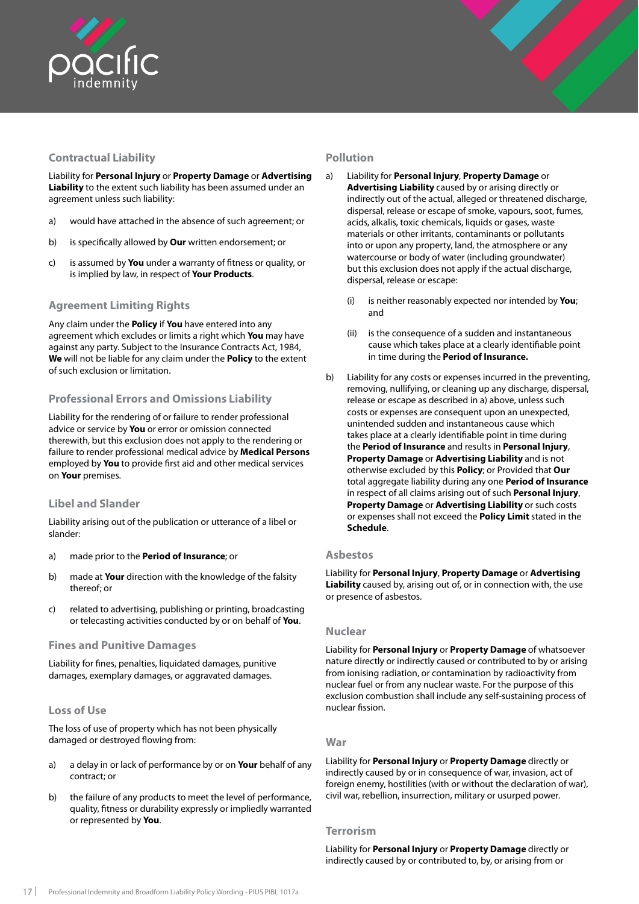### Contractual Liability

Liability for **Personal Injury** or **Property Damage** or **Advertising Liability** to the extent such liability has been assumed under an agreement unless such liability:

a) would have attached in the absence of such agreement; or

b) is specifically allowed by **Our** written endorsement; or

c) is assumed by **You** under a warranty of fitness or quality, or is implied by law, in respect of **Your Products**.

### Agreement Limiting Rights

Any claim under the **Policy** if **You** have entered into any agreement which excludes or limits a right which **You** may have against any party. Subject to the Insurance Contracts Act, 1984, **We** will not be liable for any claim under the **Policy** to the extent of such exclusion or limitation.

### Professional Errors and Omissions Liability

Liability for the rendering of or failure to render professional advice or service by **You** or error or omission connected therewith, but this exclusion does not apply to the rendering or failure to render professional medical advice by **Medical Persons** employed by **You** to provide first aid and other medical services on **Your** premises.

### Libel and Slander

Liability arising out of the publication or utterance of a libel or slander:

a) made prior to the **Period of Insurance**; or

b) made at **Your** direction with the knowledge of the falsity thereof; or

c) related to advertising, publishing or printing, broadcasting or telecasting activities conducted by or on behalf of **You**.

### Fines and Punitive Damages

Liability for fines, penalties, liquidated damages, punitive damages, exemplary damages, or aggravated damages.

### Loss of Use

The loss of use of property which has not been physically damaged or destroyed flowing from:

a) a delay in or lack of performance by or on **Your** behalf of any contract; or

b) the failure of any products to meet the level of performance, quality, fitness or durability expressly or impliedly warranted or represented by **You**.

### Pollution

a) Liability for **Personal Injury**, **Property Damage** or **Advertising Liability** caused by or arising directly or indirectly out of the actual, alleged or threatened discharge, dispersal, release or escape of smoke, vapours, soot, fumes, acids, alkalis, toxic chemicals, liquids or gases, waste materials or other irritants, contaminants or pollutants into or upon any property, land, the atmosphere or any watercourse or body of water (including groundwater) but this exclusion does not apply if the actual discharge, dispersal, release or escape:

   (i) is neither reasonably expected nor intended by **You**; and

   (ii) is the consequence of a sudden and instantaneous cause which takes place at a clearly identifiable point in time during the **Period of Insurance.**

b) Liability for any costs or expenses incurred in the preventing, removing, nullifying, or cleaning up any discharge, dispersal, release or escape as described in a) above, unless such costs or expenses are consequent upon an unexpected, unintended sudden and instantaneous cause which takes place at a clearly identifiable point in time during the **Period of Insurance** and results in **Personal Injury**, **Property Damage** or **Advertising Liability** and is not otherwise excluded by this **Policy**; or Provided that **Our** total aggregate liability during any one **Period of Insurance** in respect of all claims arising out of such **Personal Injury**, **Property Damage** or **Advertising Liability** or such costs or expenses shall not exceed the **Policy Limit** stated in the **Schedule**.

### Asbestos

Liability for **Personal Injury**, **Property Damage** or **Advertising Liability** caused by, arising out of, or in connection with, the use or presence of asbestos.

### Nuclear

Liability for **Personal Injury** or **Property Damage** of whatsoever nature directly or indirectly caused or contributed to by or arising from ionising radiation, or contamination by radioactivity from nuclear fuel or from any nuclear waste. For the purpose of this exclusion combustion shall include any self-sustaining process of nuclear fission.

### War

Liability for **Personal Injury** or **Property Damage** directly or indirectly caused by or in consequence of war, invasion, act of foreign enemy, hostilities (with or without the declaration of war), civil war, rebellion, insurrection, military or usurped power.

### Terrorism

Liability for **Personal Injury** or **Property Damage** directly or indirectly caused by or contributed to, by, or arising from or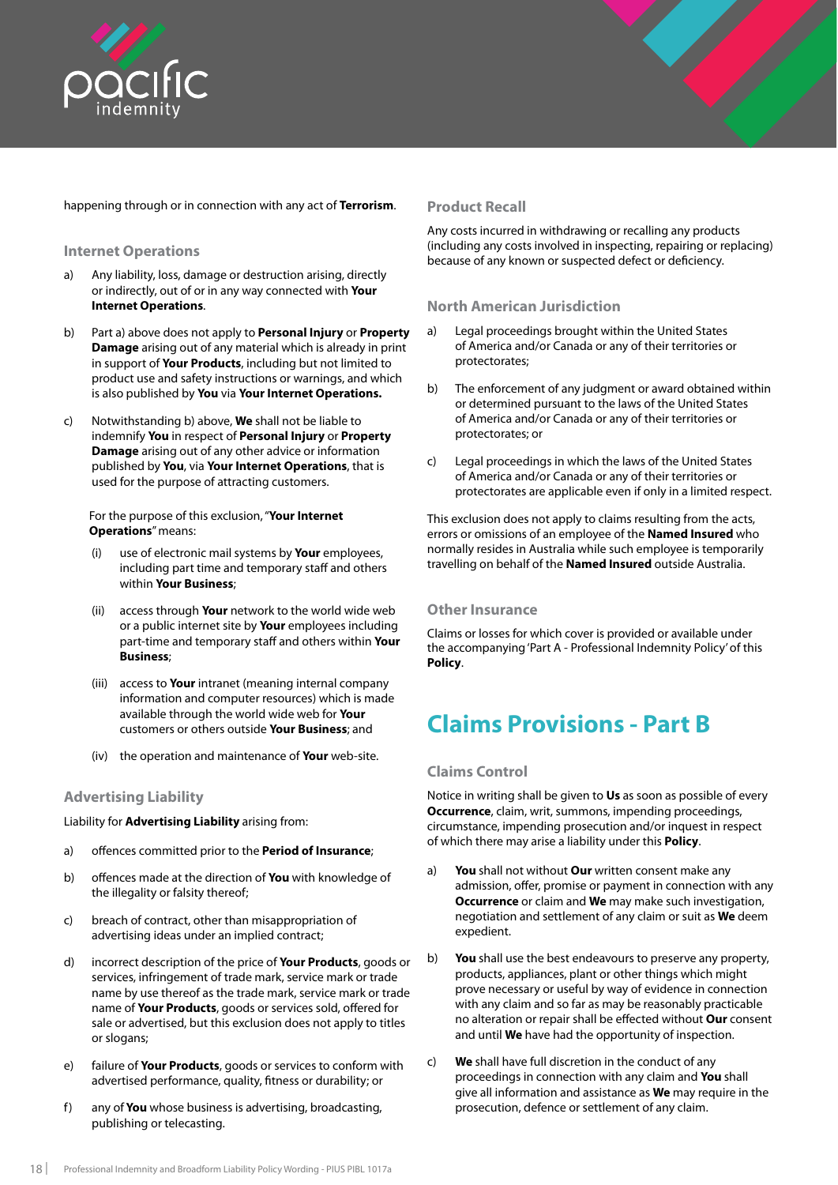happening through or in connection with any act of **Terrorism**.

### Internet Operations

a) Any liability, loss, damage or destruction arising, directly or indirectly, out of or in any way connected with **Your Internet Operations**.

b) Part a) above does not apply to **Personal Injury** or **Property Damage** arising out of any material which is already in print in support of **Your Products**, including but not limited to product use and safety instructions or warnings, and which is also published by **You** via **Your Internet Operations.**

c) Notwithstanding b) above, **We** shall not be liable to indemnify **You** in respect of **Personal Injury** or **Property Damage** arising out of any other advice or information published by **You**, via **Your Internet Operations**, that is used for the purpose of attracting customers.

For the purpose of this exclusion, "**Your Internet Operations**" means:

(i) use of electronic mail systems by **Your** employees, including part time and temporary staff and others within **Your Business**;

(ii) access through **Your** network to the world wide web or a public internet site by **Your** employees including part-time and temporary staff and others within **Your Business**;

(iii) access to **Your** intranet (meaning internal company information and computer resources) which is made available through the world wide web for **Your** customers or others outside **Your Business**; and

(iv) the operation and maintenance of **Your** web-site.

### Advertising Liability

Liability for **Advertising Liability** arising from:

a) offences committed prior to the **Period of Insurance**;

b) offences made at the direction of **You** with knowledge of the illegality or falsity thereof;

c) breach of contract, other than misappropriation of advertising ideas under an implied contract;

d) incorrect description of the price of **Your Products**, goods or services, infringement of trade mark, service mark or trade name by use thereof as the trade mark, service mark or trade name of **Your Products**, goods or services sold, offered for sale or advertised, but this exclusion does not apply to titles or slogans;

e) failure of **Your Products**, goods or services to conform with advertised performance, quality, fitness or durability; or

f) any of **You** whose business is advertising, broadcasting, publishing or telecasting.

### Product Recall

Any costs incurred in withdrawing or recalling any products (including any costs involved in inspecting, repairing or replacing) because of any known or suspected defect or deficiency.

### North American Jurisdiction

a) Legal proceedings brought within the United States of America and/or Canada or any of their territories or protectorates;

b) The enforcement of any judgment or award obtained within or determined pursuant to the laws of the United States of America and/or Canada or any of their territories or protectorates; or

c) Legal proceedings in which the laws of the United States of America and/or Canada or any of their territories or protectorates are applicable even if only in a limited respect.

This exclusion does not apply to claims resulting from the acts, errors or omissions of an employee of the **Named Insured** who normally resides in Australia while such employee is temporarily travelling on behalf of the **Named Insured** outside Australia.

### Other Insurance

Claims or losses for which cover is provided or available under the accompanying 'Part A - Professional Indemnity Policy' of this **Policy**.

## Claims Provisions - Part B

### Claims Control

Notice in writing shall be given to **Us** as soon as possible of every **Occurrence**, claim, writ, summons, impending proceedings, circumstance, impending prosecution and/or inquest in respect of which there may arise a liability under this **Policy**.

a) **You** shall not without **Our** written consent make any admission, offer, promise or payment in connection with any **Occurrence** or claim and **We** may make such investigation, negotiation and settlement of any claim or suit as **We** deem expedient.

b) **You** shall use the best endeavours to preserve any property, products, appliances, plant or other things which might prove necessary or useful by way of evidence in connection with any claim and so far as may be reasonably practicable no alteration or repair shall be effected without **Our** consent and until **We** have had the opportunity of inspection.

c) **We** shall have full discretion in the conduct of any proceedings in connection with any claim and **You** shall give all information and assistance as **We** may require in the prosecution, defence or settlement of any claim.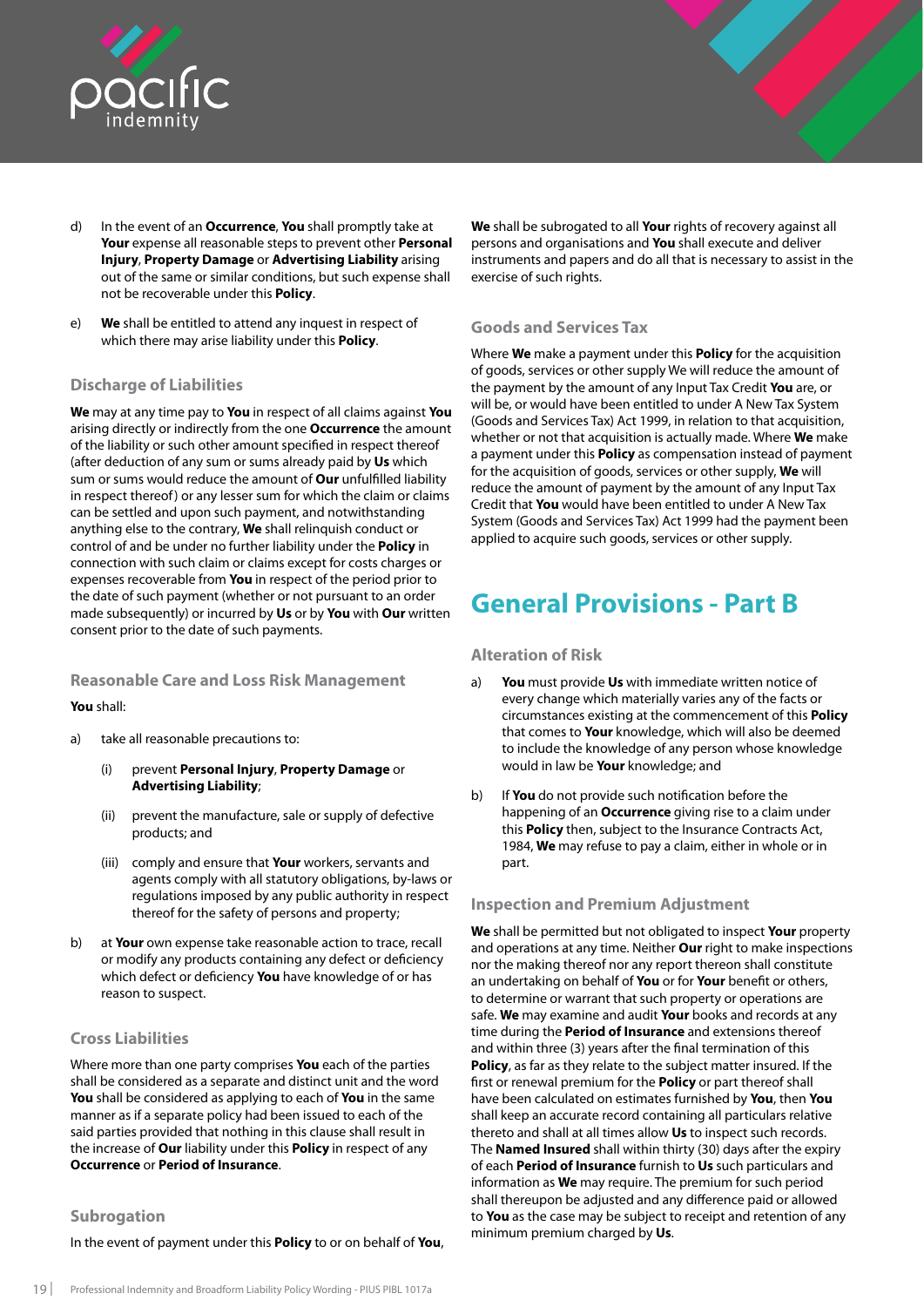d) In the event of an **Occurrence**, **You** shall promptly take at **Your** expense all reasonable steps to prevent other **Personal Injury**, **Property Damage** or **Advertising Liability** arising out of the same or similar conditions, but such expense shall not be recoverable under this **Policy**.

e) **We** shall be entitled to attend any inquest in respect of which there may arise liability under this **Policy**.

### Discharge of Liabilities

**We** may at any time pay to **You** in respect of all claims against **You** arising directly or indirectly from the one **Occurrence** the amount of the liability or such other amount specified in respect thereof (after deduction of any sum or sums already paid by **Us** which sum or sums would reduce the amount of **Our** unfulfilled liability in respect thereof) or any lesser sum for which the claim or claims can be settled and upon such payment, and notwithstanding anything else to the contrary, **We** shall relinquish conduct or control of and be under no further liability under the **Policy** in connection with such claim or claims except for costs charges or expenses recoverable from **You** in respect of the period prior to the date of such payment (whether or not pursuant to an order made subsequently) or incurred by **Us** or by **You** with **Our** written consent prior to the date of such payments.

### Reasonable Care and Loss Risk Management

**You** shall:

a) take all reasonable precautions to:

   (i) prevent **Personal Injury**, **Property Damage** or **Advertising Liability**;

   (ii) prevent the manufacture, sale or supply of defective products; and

   (iii) comply and ensure that **Your** workers, servants and agents comply with all statutory obligations, by-laws or regulations imposed by any public authority in respect thereof for the safety of persons and property;

b) at **Your** own expense take reasonable action to trace, recall or modify any products containing any defect or deficiency which defect or deficiency **You** have knowledge of or has reason to suspect.

### Cross Liabilities

Where more than one party comprises **You** each of the parties shall be considered as a separate and distinct unit and the word **You** shall be considered as applying to each of **You** in the same manner as if a separate policy had been issued to each of the said parties provided that nothing in this clause shall result in the increase of **Our** liability under this **Policy** in respect of any **Occurrence** or **Period of Insurance**.

### Subrogation

In the event of payment under this **Policy** to or on behalf of **You**, **We** shall be subrogated to all **Your** rights of recovery against all persons and organisations and **You** shall execute and deliver instruments and papers and do all that is necessary to assist in the exercise of such rights.

### Goods and Services Tax

Where **We** make a payment under this **Policy** for the acquisition of goods, services or other supply We will reduce the amount of the payment by the amount of any Input Tax Credit **You** are, or will be, or would have been entitled to under A New Tax System (Goods and Services Tax) Act 1999, in relation to that acquisition, whether or not that acquisition is actually made. Where **We** make a payment under this **Policy** as compensation instead of payment for the acquisition of goods, services or other supply, **We** will reduce the amount of payment by the amount of any Input Tax Credit that **You** would have been entitled to under A New Tax System (Goods and Services Tax) Act 1999 had the payment been applied to acquire such goods, services or other supply.

## General Provisions - Part B

### Alteration of Risk

a) **You** must provide **Us** with immediate written notice of every change which materially varies any of the facts or circumstances existing at the commencement of this **Policy** that comes to **Your** knowledge, which will also be deemed to include the knowledge of any person whose knowledge would in law be **Your** knowledge; and

b) If **You** do not provide such notification before the happening of an **Occurrence** giving rise to a claim under this **Policy** then, subject to the Insurance Contracts Act, 1984, **We** may refuse to pay a claim, either in whole or in part.

### Inspection and Premium Adjustment

**We** shall be permitted but not obligated to inspect **Your** property and operations at any time. Neither **Our** right to make inspections nor the making thereof nor any report thereon shall constitute an undertaking on behalf of **You** or for **Your** benefit or others, to determine or warrant that such property or operations are safe. **We** may examine and audit **Your** books and records at any time during the **Period of Insurance** and extensions thereof and within three (3) years after the final termination of this **Policy**, as far as they relate to the subject matter insured. If the first or renewal premium for the **Policy** or part thereof shall have been calculated on estimates furnished by **You**, then **You** shall keep an accurate record containing all particulars relative thereto and shall at all times allow **Us** to inspect such records. The **Named Insured** shall within thirty (30) days after the expiry of each **Period of Insurance** furnish to **Us** such particulars and information as **We** may require. The premium for such period shall thereupon be adjusted and any difference paid or allowed to **You** as the case may be subject to receipt and retention of any minimum premium charged by **Us**.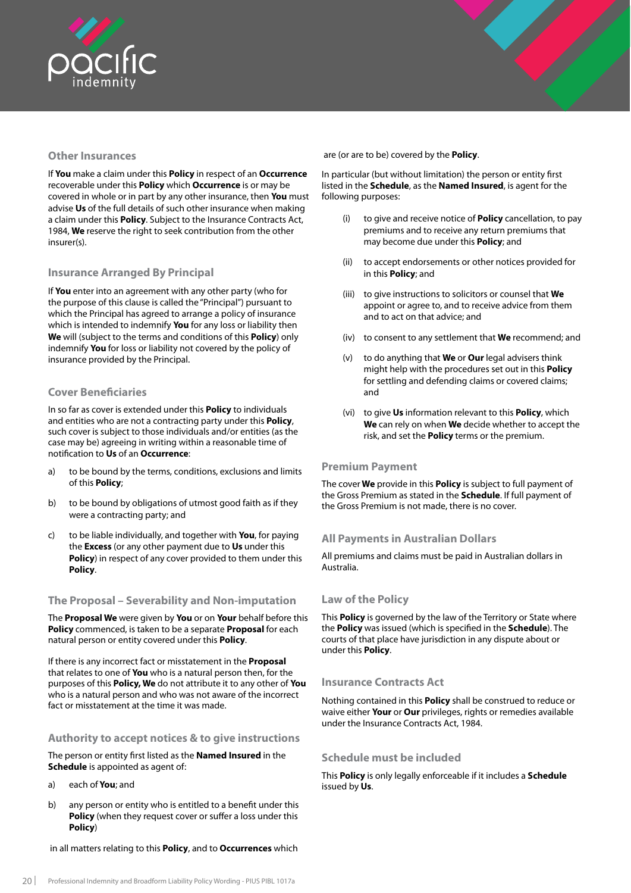## Other Insurances

If **You** make a claim under this **Policy** in respect of an **Occurrence** recoverable under this **Policy** which **Occurrence** is or may be covered in whole or in part by any other insurance, then **You** must advise **Us** of the full details of such other insurance when making a claim under this **Policy**. Subject to the Insurance Contracts Act, 1984, **We** reserve the right to seek contribution from the other insurer(s).

## Insurance Arranged By Principal

If **You** enter into an agreement with any other party (who for the purpose of this clause is called the "Principal") pursuant to which the Principal has agreed to arrange a policy of insurance which is intended to indemnify **You** for any loss or liability then **We** will (subject to the terms and conditions of this **Policy**) only indemnify **You** for loss or liability not covered by the policy of insurance provided by the Principal.

## Cover Beneficiaries

In so far as cover is extended under this **Policy** to individuals and entities who are not a contracting party under this **Policy**, such cover is subject to those individuals and/or entities (as the case may be) agreeing in writing within a reasonable time of notification to **Us** of an **Occurrence**:

a) to be bound by the terms, conditions, exclusions and limits of this **Policy**;

b) to be bound by obligations of utmost good faith as if they were a contracting party; and

c) to be liable individually, and together with **You**, for paying the **Excess** (or any other payment due to **Us** under this **Policy**) in respect of any cover provided to them under this **Policy**.

## The Proposal – Severability and Non-imputation

The **Proposal We** were given by **You** or on **Your** behalf before this **Policy** commenced, is taken to be a separate **Proposal** for each natural person or entity covered under this **Policy**.

If there is any incorrect fact or misstatement in the **Proposal** that relates to one of **You** who is a natural person then, for the purposes of this **Policy, We** do not attribute it to any other of **You** who is a natural person and who was not aware of the incorrect fact or misstatement at the time it was made.

## Authority to accept notices & to give instructions

The person or entity first listed as the **Named Insured** in the **Schedule** is appointed as agent of:

a) each of **You**; and

b) any person or entity who is entitled to a benefit under this **Policy** (when they request cover or suffer a loss under this **Policy**)

in all matters relating to this **Policy**, and to **Occurrences** which are (or are to be) covered by the **Policy**.

In particular (but without limitation) the person or entity first listed in the **Schedule**, as the **Named Insured**, is agent for the following purposes:

(i) to give and receive notice of **Policy** cancellation, to pay premiums and to receive any return premiums that may become due under this **Policy**; and

(ii) to accept endorsements or other notices provided for in this **Policy**; and

(iii) to give instructions to solicitors or counsel that **We** appoint or agree to, and to receive advice from them and to act on that advice; and

(iv) to consent to any settlement that **We** recommend; and

(v) to do anything that **We** or **Our** legal advisers think might help with the procedures set out in this **Policy** for settling and defending claims or covered claims; and

(vi) to give **Us** information relevant to this **Policy**, which **We** can rely on when **We** decide whether to accept the risk, and set the **Policy** terms or the premium.

## Premium Payment

The cover **We** provide in this **Policy** is subject to full payment of the Gross Premium as stated in the **Schedule**. If full payment of the Gross Premium is not made, there is no cover.

## All Payments in Australian Dollars

All premiums and claims must be paid in Australian dollars in Australia.

## Law of the Policy

This **Policy** is governed by the law of the Territory or State where the **Policy** was issued (which is specified in the **Schedule**). The courts of that place have jurisdiction in any dispute about or under this **Policy**.

## Insurance Contracts Act

Nothing contained in this **Policy** shall be construed to reduce or waive either **Your** or **Our** privileges, rights or remedies available under the Insurance Contracts Act, 1984.

## Schedule must be included

This **Policy** is only legally enforceable if it includes a **Schedule** issued by **Us**.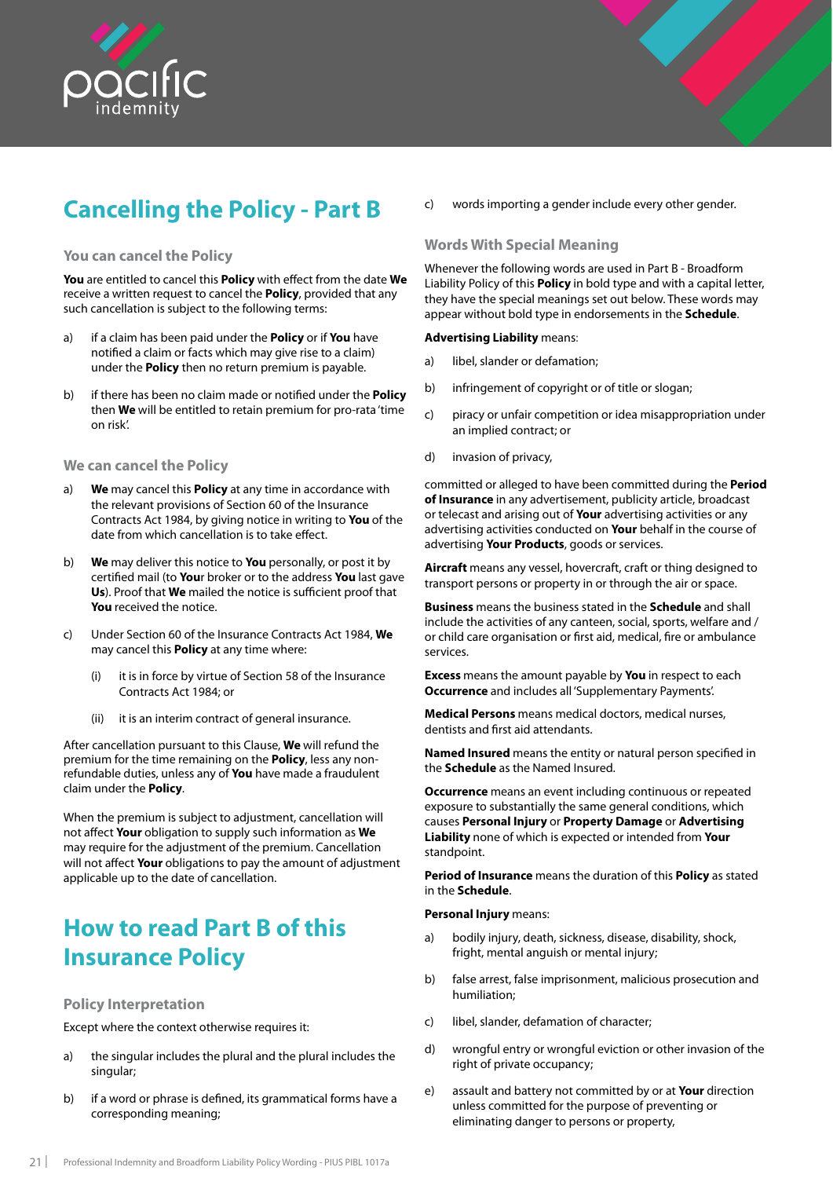## Cancelling the Policy - Part B

### You can cancel the Policy

**You** are entitled to cancel this **Policy** with effect from the date **We** receive a written request to cancel the **Policy**, provided that any such cancellation is subject to the following terms:

a) if a claim has been paid under the **Policy** or if **You** have notified a claim or facts which may give rise to a claim) under the **Policy** then no return premium is payable.

b) if there has been no claim made or notified under the **Policy** then **We** will be entitled to retain premium for pro-rata 'time on risk'.

### We can cancel the Policy

a) **We** may cancel this **Policy** at any time in accordance with the relevant provisions of Section 60 of the Insurance Contracts Act 1984, by giving notice in writing to **You** of the date from which cancellation is to take effect.

b) **We** may deliver this notice to **You** personally, or post it by certified mail (to **Your** broker or to the address **You** last gave **Us**). Proof that **We** mailed the notice is sufficient proof that **You** received the notice.

c) Under Section 60 of the Insurance Contracts Act 1984, **We** may cancel this **Policy** at any time where:

   (i) it is in force by virtue of Section 58 of the Insurance Contracts Act 1984; or

   (ii) it is an interim contract of general insurance.

After cancellation pursuant to this Clause, **We** will refund the premium for the time remaining on the **Policy**, less any non-refundable duties, unless any of **You** have made a fraudulent claim under the **Policy**.

When the premium is subject to adjustment, cancellation will not affect **Your** obligation to supply such information as **We** may require for the adjustment of the premium. Cancellation will not affect **Your** obligations to pay the amount of adjustment applicable up to the date of cancellation.

## How to read Part B of this Insurance Policy

### Policy Interpretation

Except where the context otherwise requires it:

a) the singular includes the plural and the plural includes the singular;

b) if a word or phrase is defined, its grammatical forms have a corresponding meaning;

c) words importing a gender include every other gender.

### Words With Special Meaning

Whenever the following words are used in Part B - Broadform Liability Policy of this **Policy** in bold type and with a capital letter, they have the special meanings set out below. These words may appear without bold type in endorsements in the **Schedule**.

**Advertising Liability** means:

a) libel, slander or defamation;

b) infringement of copyright or of title or slogan;

c) piracy or unfair competition or idea misappropriation under an implied contract; or

d) invasion of privacy,

committed or alleged to have been committed during the **Period of Insurance** in any advertisement, publicity article, broadcast or telecast and arising out of **Your** advertising activities or any advertising activities conducted on **Your** behalf in the course of advertising **Your Products**, goods or services.

**Aircraft** means any vessel, hovercraft, craft or thing designed to transport persons or property in or through the air or space.

**Business** means the business stated in the **Schedule** and shall include the activities of any canteen, social, sports, welfare and / or child care organisation or first aid, medical, fire or ambulance services.

**Excess** means the amount payable by **You** in respect to each **Occurrence** and includes all 'Supplementary Payments'.

**Medical Persons** means medical doctors, medical nurses, dentists and first aid attendants.

**Named Insured** means the entity or natural person specified in the **Schedule** as the Named Insured.

**Occurrence** means an event including continuous or repeated exposure to substantially the same general conditions, which causes **Personal Injury** or **Property Damage** or **Advertising Liability** none of which is expected or intended from **Your** standpoint.

**Period of Insurance** means the duration of this **Policy** as stated in the **Schedule**.

**Personal Injury** means:

a) bodily injury, death, sickness, disease, disability, shock, fright, mental anguish or mental injury;

b) false arrest, false imprisonment, malicious prosecution and humiliation;

c) libel, slander, defamation of character;

d) wrongful entry or wrongful eviction or other invasion of the right of private occupancy;

e) assault and battery not committed by or at **Your** direction unless committed for the purpose of preventing or eliminating danger to persons or property,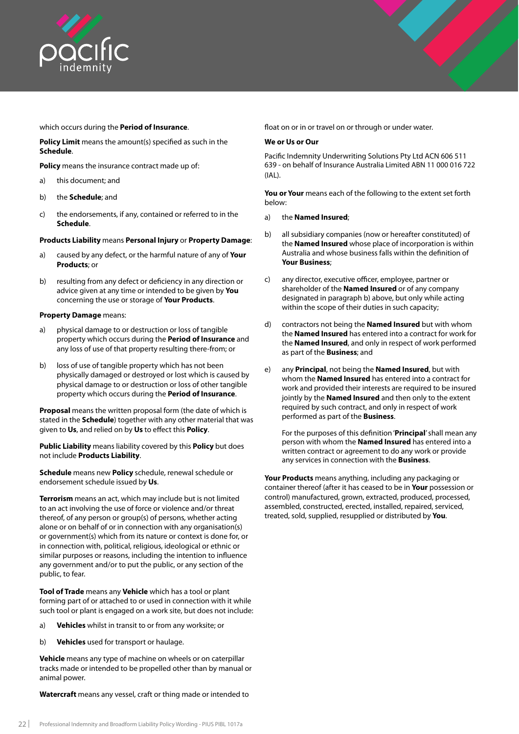which occurs during the **Period of Insurance**.

**Policy Limit** means the amount(s) specified as such in the **Schedule**.

**Policy** means the insurance contract made up of:

a) this document; and

b) the **Schedule**; and

c) the endorsements, if any, contained or referred to in the **Schedule**.

**Products Liability** means **Personal Injury** or **Property Damage**:

a) caused by any defect, or the harmful nature of any of **Your Products**; or

b) resulting from any defect or deficiency in any direction or advice given at any time or intended to be given by **You** concerning the use or storage of **Your Products**.

**Property Damage** means:

a) physical damage to or destruction or loss of tangible property which occurs during the **Period of Insurance** and any loss of use of that property resulting there-from; or

b) loss of use of tangible property which has not been physically damaged or destroyed or lost which is caused by physical damage to or destruction or loss of other tangible property which occurs during the **Period of Insurance**.

**Proposal** means the written proposal form (the date of which is stated in the **Schedule**) together with any other material that was given to **Us**, and relied on by **Us** to effect this **Policy**.

**Public Liability** means liability covered by this **Policy** but does not include **Products Liability**.

**Schedule** means new **Policy** schedule, renewal schedule or endorsement schedule issued by **Us**.

**Terrorism** means an act, which may include but is not limited to an act involving the use of force or violence and/or threat thereof, of any person or group(s) of persons, whether acting alone or on behalf of or in connection with any organisation(s) or government(s) which from its nature or context is done for, or in connection with, political, religious, ideological or ethnic or similar purposes or reasons, including the intention to influence any government and/or to put the public, or any section of the public, to fear.

**Tool of Trade** means any **Vehicle** which has a tool or plant forming part of or attached to or used in connection with it while such tool or plant is engaged on a work site, but does not include:

a) **Vehicles** whilst in transit to or from any worksite; or

b) **Vehicles** used for transport or haulage.

**Vehicle** means any type of machine on wheels or on caterpillar tracks made or intended to be propelled other than by manual or animal power.

**Watercraft** means any vessel, craft or thing made or intended to float on or in or travel on or through or under water.

**We or Us or Our**

Pacific Indemnity Underwriting Solutions Pty Ltd ACN 606 511 639 - on behalf of Insurance Australia Limited ABN 11 000 016 722 (IAL).

**You or Your** means each of the following to the extent set forth below:

a) the **Named Insured**;

b) all subsidiary companies (now or hereafter constituted) of the **Named Insured** whose place of incorporation is within Australia and whose business falls within the definition of **Your Business**;

c) any director, executive officer, employee, partner or shareholder of the **Named Insured** or of any company designated in paragraph b) above, but only while acting within the scope of their duties in such capacity;

d) contractors not being the **Named Insured** but with whom the **Named Insured** has entered into a contract for work for the **Named Insured**, and only in respect of work performed as part of the **Business**; and

e) any **Principal**, not being the **Named Insured**, but with whom the **Named Insured** has entered into a contract for work and provided their interests are required to be insured jointly by the **Named Insured** and then only to the extent required by such contract, and only in respect of work performed as part of the **Business**.

For the purposes of this definition '**Principal**' shall mean any person with whom the **Named Insured** has entered into a written contract or agreement to do any work or provide any services in connection with the **Business**.

**Your Products** means anything, including any packaging or container thereof (after it has ceased to be in **Your** possession or control) manufactured, grown, extracted, produced, processed, assembled, constructed, erected, installed, repaired, serviced, treated, sold, supplied, resupplied or distributed by **You**.